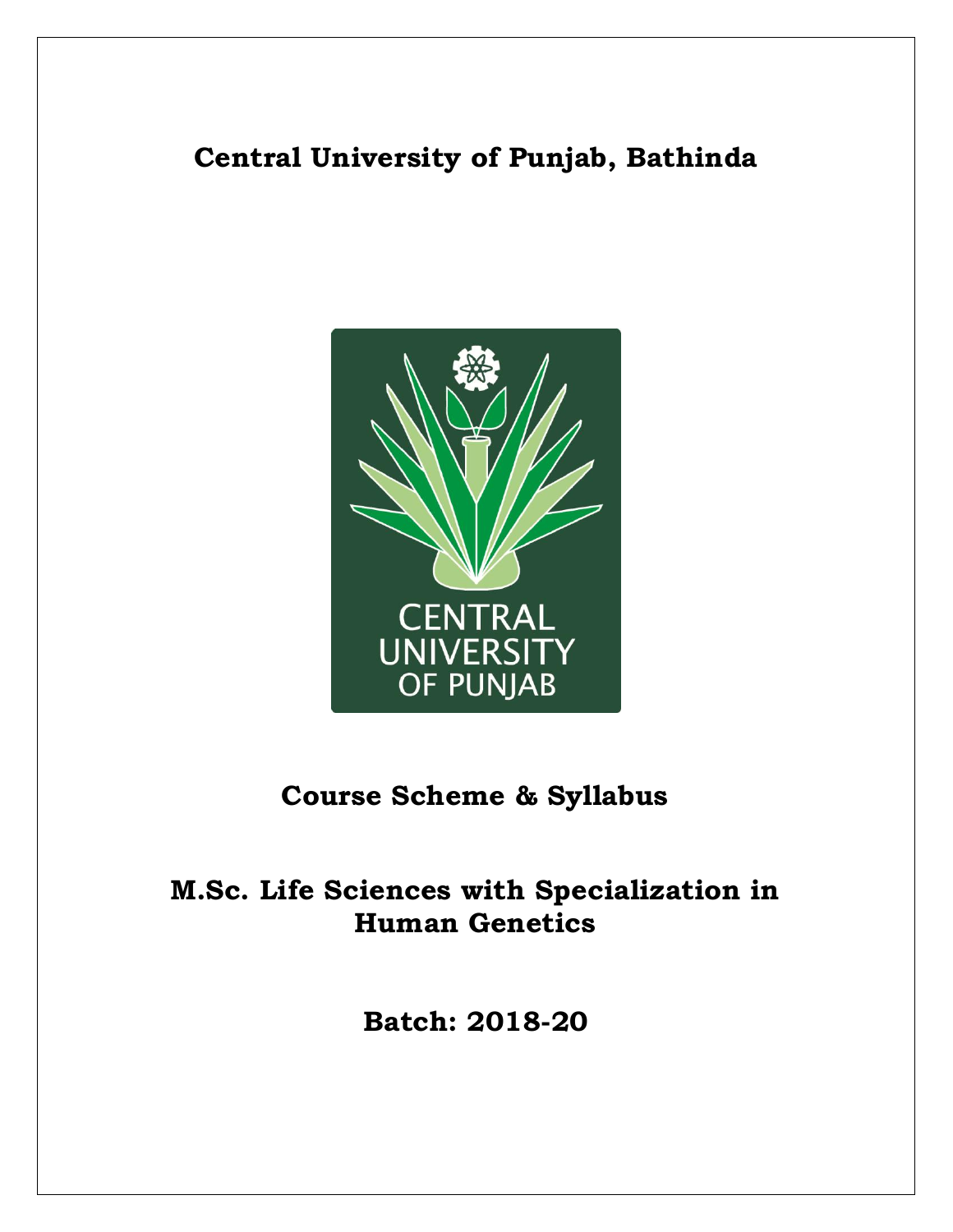# Central University of Punjab, Bathinda

## Course Scheme & Syllabus

## M.Sc. Life Sciences with Specialization in Human Genetics

## Batch: 2018-20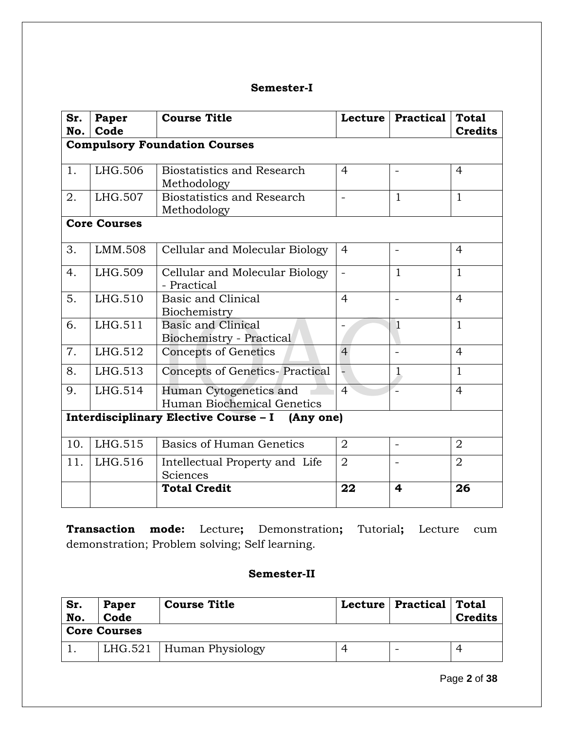## Semester-I

| Sr. No. | Paper Code | Course Title | Lecture | Practical | Total Credits |
|---|---|---|---|---|---|
| **Compulsory Foundation Courses** | | | | | |
| 1. | LHG.506 | Biostatistics and Research Methodology | 4 | - | 4 |
| 2. | LHG.507 | Biostatistics and Research Methodology | - | 1 | 1 |
| **Core Courses** | | | | | |
| 3. | LMM.508 | Cellular and Molecular Biology | 4 | - | 4 |
| 4. | LHG.509 | Cellular and Molecular Biology - Practical | - | 1 | 1 |
| 5. | LHG.510 | Basic and Clinical Biochemistry | 4 | - | 4 |
| 6. | LHG.511 | Basic and Clinical Biochemistry - Practical | - | 1 | 1 |
| 7. | LHG.512 | Concepts of Genetics | 4 | - | 4 |
| 8. | LHG.513 | Concepts of Genetics- Practical | - | 1 | 1 |
| 9. | LHG.514 | Human Cytogenetics and Human Biochemical Genetics | 4 | - | 4 |
| **Interdisciplinary Elective Course – I (Any one)** | | | | | |
| 10. | LHG.515 | Basics of Human Genetics | 2 | - | 2 |
| 11. | LHG.516 | Intellectual Property and Life Sciences | 2 | - | 2 |
| | | **Total Credit** | **22** | **4** | **26** |

**Transaction mode:** Lecture**;** Demonstration**;** Tutorial**;** Lecture cum demonstration; Problem solving; Self learning.

## Semester-II

| Sr. No. | Paper Code | Course Title | Lecture | Practical | Total Credits |
|---|---|---|---|---|---|
| **Core Courses** | | | | | |
| 1. | LHG.521 | Human Physiology | 4 | - | 4 |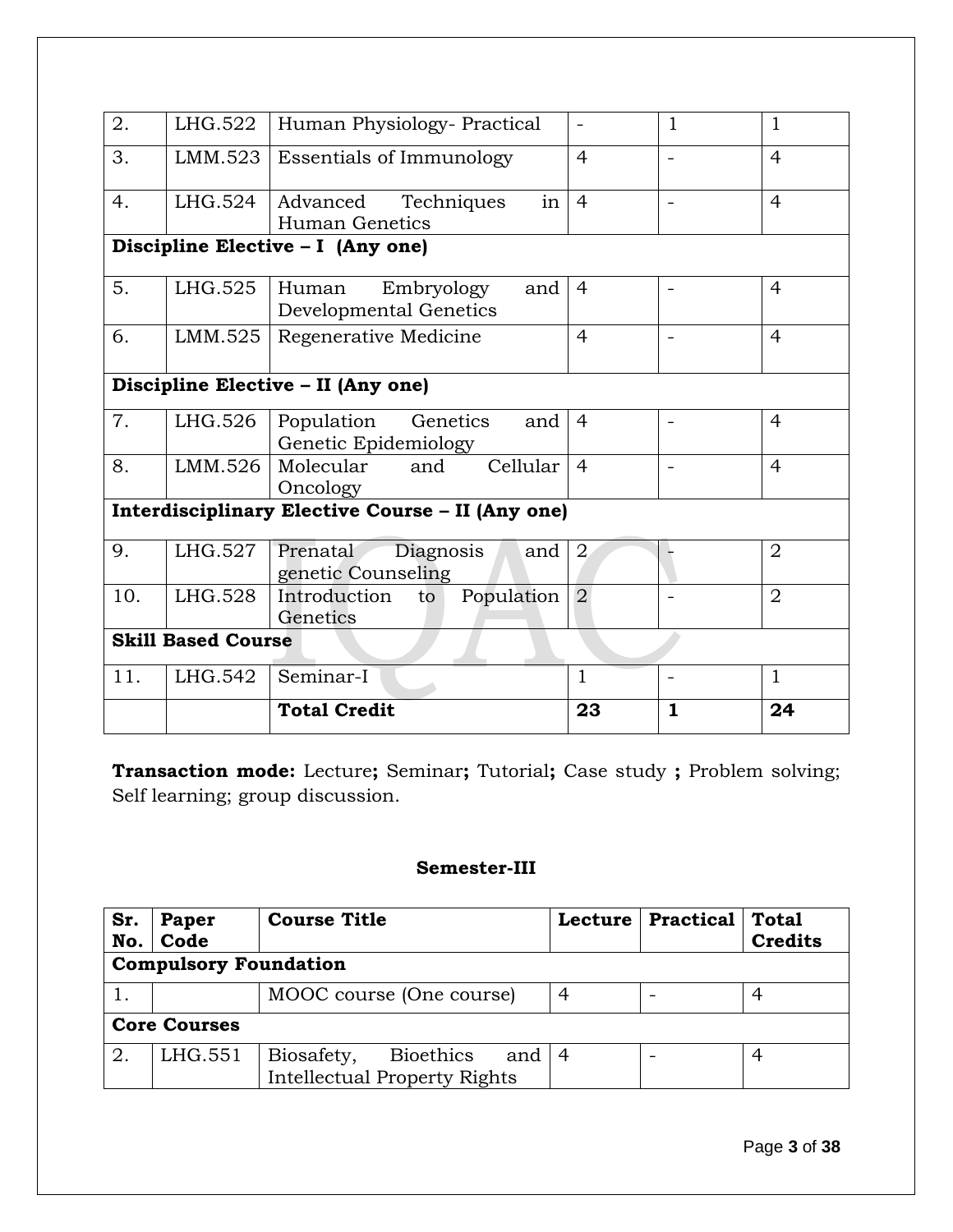| | | | | | |
|---|---|---|---|---|---|
| 2. | LHG.522 | Human Physiology- Practical | - | 1 | 1 |
| 3. | LMM.523 | Essentials of Immunology | 4 | - | 4 |
| 4. | LHG.524 | Advanced Techniques in Human Genetics | 4 | - | 4 |
| **Discipline Elective – I (Any one)** | | | | | |
| 5. | LHG.525 | Human Embryology and Developmental Genetics | 4 | - | 4 |
| 6. | LMM.525 | Regenerative Medicine | 4 | - | 4 |
| **Discipline Elective – II (Any one)** | | | | | |
| 7. | LHG.526 | Population Genetics and Genetic Epidemiology | 4 | - | 4 |
| 8. | LMM.526 | Molecular and Cellular Oncology | 4 | - | 4 |
| **Interdisciplinary Elective Course – II (Any one)** | | | | | |
| 9. | LHG.527 | Prenatal Diagnosis and genetic Counseling | 2 | - | 2 |
| 10. | LHG.528 | Introduction to Population Genetics | 2 | - | 2 |
| **Skill Based Course** | | | | | |
| 11. | LHG.542 | Seminar-I | 1 | - | 1 |
| | | **Total Credit** | **23** | **1** | **24** |

**Transaction mode:** Lecture**;** Seminar**;** Tutorial**;** Case study **;** Problem solving; Self learning; group discussion.

### Semester-III

| Sr. No. | Paper Code | Course Title | Lecture | Practical | Total Credits |
|---|---|---|---|---|---|
| **Compulsory Foundation** | | | | | |
| 1. | | MOOC course (One course) | 4 | - | 4 |
| **Core Courses** | | | | | |
| 2. | LHG.551 | Biosafety, Bioethics and Intellectual Property Rights | 4 | - | 4 |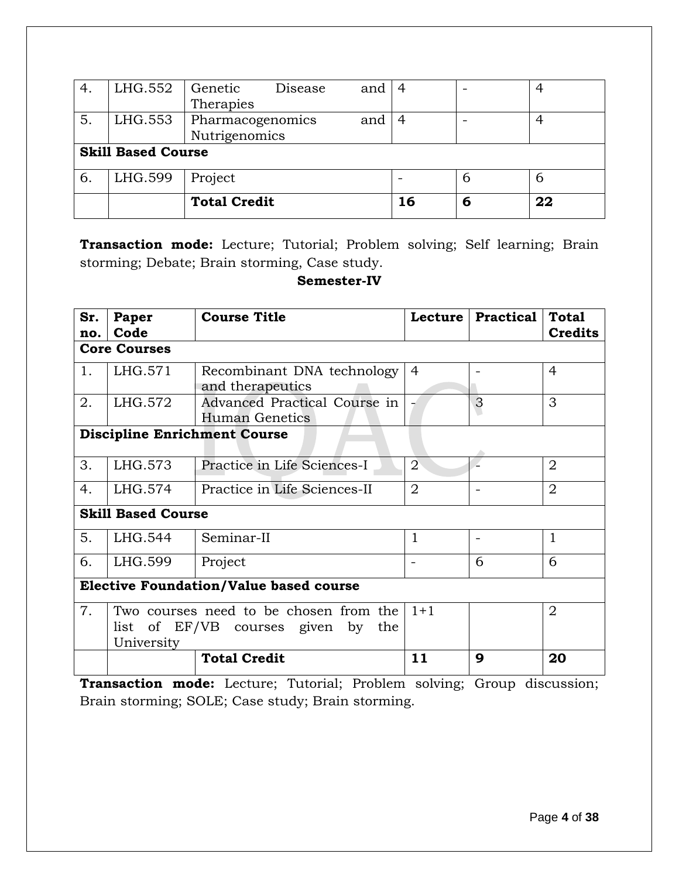| | | | | | |
|---|---|---|---|---|---|
| 4. | LHG.552 | Genetic Disease and Therapies | 4 | - | 4 |
| 5. | LHG.553 | Pharmacogenomics and Nutrigenomics | 4 | - | 4 |
| **Skill Based Course** | | | | | |
| 6. | LHG.599 | Project | - | 6 | 6 |
| | | **Total Credit** | **16** | **6** | **22** |

**Transaction mode:** Lecture; Tutorial; Problem solving; Self learning; Brain storming; Debate; Brain storming, Case study.

**Semester-IV**

| Sr. no. | Paper Code | Course Title | Lecture | Practical | Total Credits |
|---|---|---|---|---|---|
| **Core Courses** | | | | | |
| 1. | LHG.571 | Recombinant DNA technology and therapeutics | 4 | - | 4 |
| 2. | LHG.572 | Advanced Practical Course in Human Genetics | - | 3 | 3 |
| **Discipline Enrichment Course** | | | | | |
| 3. | LHG.573 | Practice in Life Sciences-I | 2 | - | 2 |
| 4. | LHG.574 | Practice in Life Sciences-II | 2 | - | 2 |
| **Skill Based Course** | | | | | |
| 5. | LHG.544 | Seminar-II | 1 | - | 1 |
| 6. | LHG.599 | Project | - | 6 | 6 |
| **Elective Foundation/Value based course** | | | | | |
| 7. | Two courses need to be chosen from the list of EF/VB courses given by the University | | 1+1 | | 2 |
| | | **Total Credit** | **11** | **9** | **20** |

**Transaction mode:** Lecture; Tutorial; Problem solving; Group discussion; Brain storming; SOLE; Case study; Brain storming.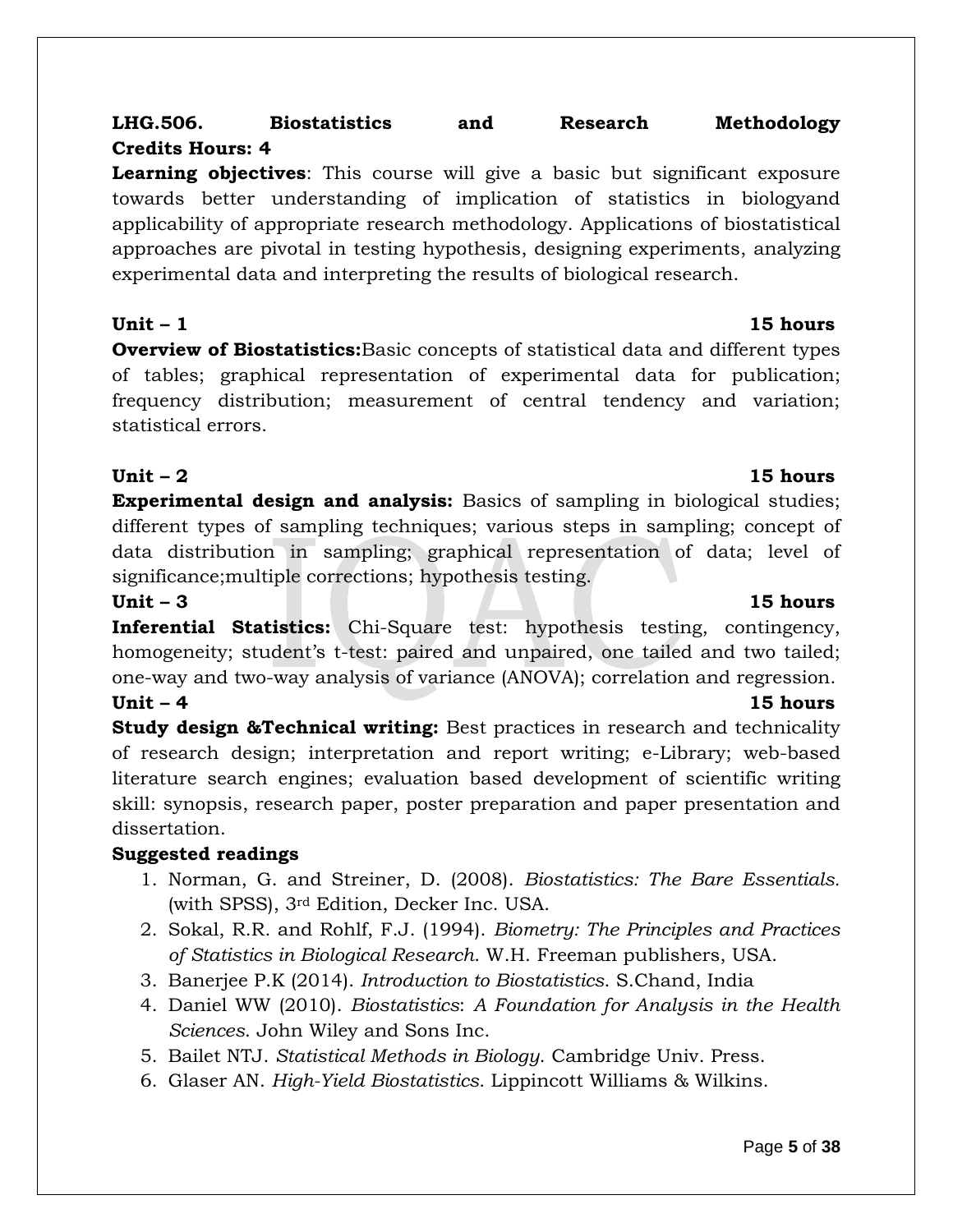**LHG.506. Biostatistics and Research Methodology**
**Credits Hours: 4**

**Learning objectives**: This course will give a basic but significant exposure towards better understanding of implication of statistics in biologyand applicability of appropriate research methodology. Applications of biostatistical approaches are pivotal in testing hypothesis, designing experiments, analyzing experimental data and interpreting the results of biological research.

**Unit – 1** **15 hours**

**Overview of Biostatistics:**Basic concepts of statistical data and different types of tables; graphical representation of experimental data for publication; frequency distribution; measurement of central tendency and variation; statistical errors.

**Unit – 2** **15 hours**

**Experimental design and analysis:** Basics of sampling in biological studies; different types of sampling techniques; various steps in sampling; concept of data distribution in sampling; graphical representation of data; level of significance;multiple corrections; hypothesis testing.

**Unit – 3** **15 hours**

**Inferential Statistics:** Chi-Square test: hypothesis testing, contingency, homogeneity; student's t-test: paired and unpaired, one tailed and two tailed; one-way and two-way analysis of variance (ANOVA); correlation and regression.

**Unit – 4** **15 hours**

**Study design &Technical writing:** Best practices in research and technicality of research design; interpretation and report writing; e-Library; web-based literature search engines; evaluation based development of scientific writing skill: synopsis, research paper, poster preparation and paper presentation and dissertation.

**Suggested readings**

1. Norman, G. and Streiner, D. (2008). *Biostatistics: The Bare Essentials.* (with SPSS), 3rd Edition, Decker Inc. USA.
2. Sokal, R.R. and Rohlf, F.J. (1994). *Biometry: The Principles and Practices of Statistics in Biological Research*. W.H. Freeman publishers, USA.
3. Banerjee P.K (2014). *Introduction to Biostatistics*. S.Chand, India
4. Daniel WW (2010). *Biostatistics*: *A Foundation for Analysis in the Health Sciences*. John Wiley and Sons Inc.
5. Bailet NTJ. *Statistical Methods in Biology*. Cambridge Univ. Press.
6. Glaser AN. *High-Yield Biostatistics*. Lippincott Williams & Wilkins.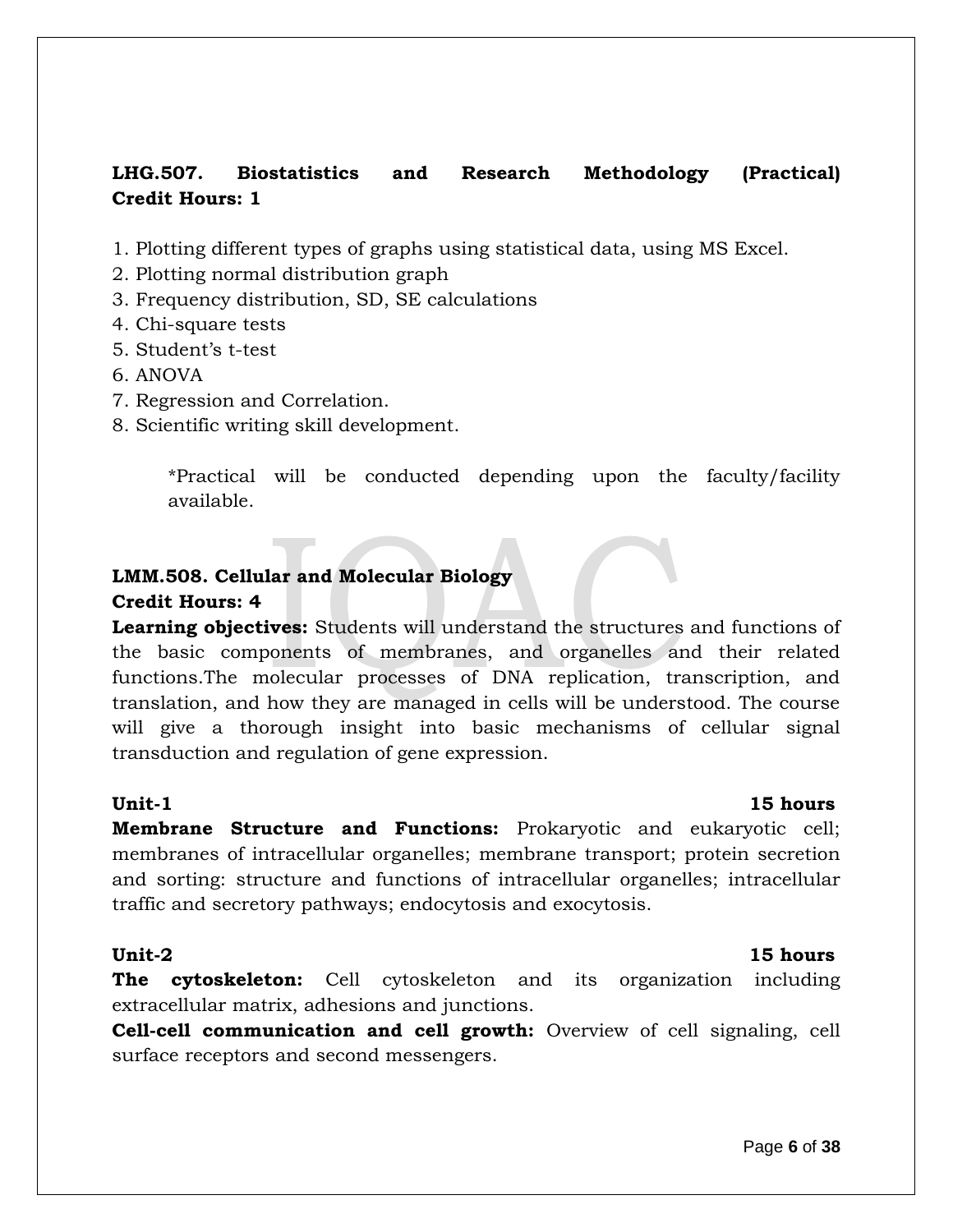**LHG.507. Biostatistics and Research Methodology (Practical)**
**Credit Hours: 1**

1. Plotting different types of graphs using statistical data, using MS Excel.
2. Plotting normal distribution graph
3. Frequency distribution, SD, SE calculations
4. Chi-square tests
5. Student's t-test
6. ANOVA
7. Regression and Correlation.
8. Scientific writing skill development.

> *Practical will be conducted depending upon the faculty/facility available.

**LMM.508. Cellular and Molecular Biology**
**Credit Hours: 4**

**Learning objectives:** Students will understand the structures and functions of the basic components of membranes, and organelles and their related functions.The molecular processes of DNA replication, transcription, and translation, and how they are managed in cells will be understood. The course will give a thorough insight into basic mechanisms of cellular signal transduction and regulation of gene expression.

**Unit-1** **15 hours**

**Membrane Structure and Functions:** Prokaryotic and eukaryotic cell; membranes of intracellular organelles; membrane transport; protein secretion and sorting: structure and functions of intracellular organelles; intracellular traffic and secretory pathways; endocytosis and exocytosis.

**Unit-2** **15 hours**

**The cytoskeleton:** Cell cytoskeleton and its organization including extracellular matrix, adhesions and junctions.

**Cell-cell communication and cell growth:** Overview of cell signaling, cell surface receptors and second messengers.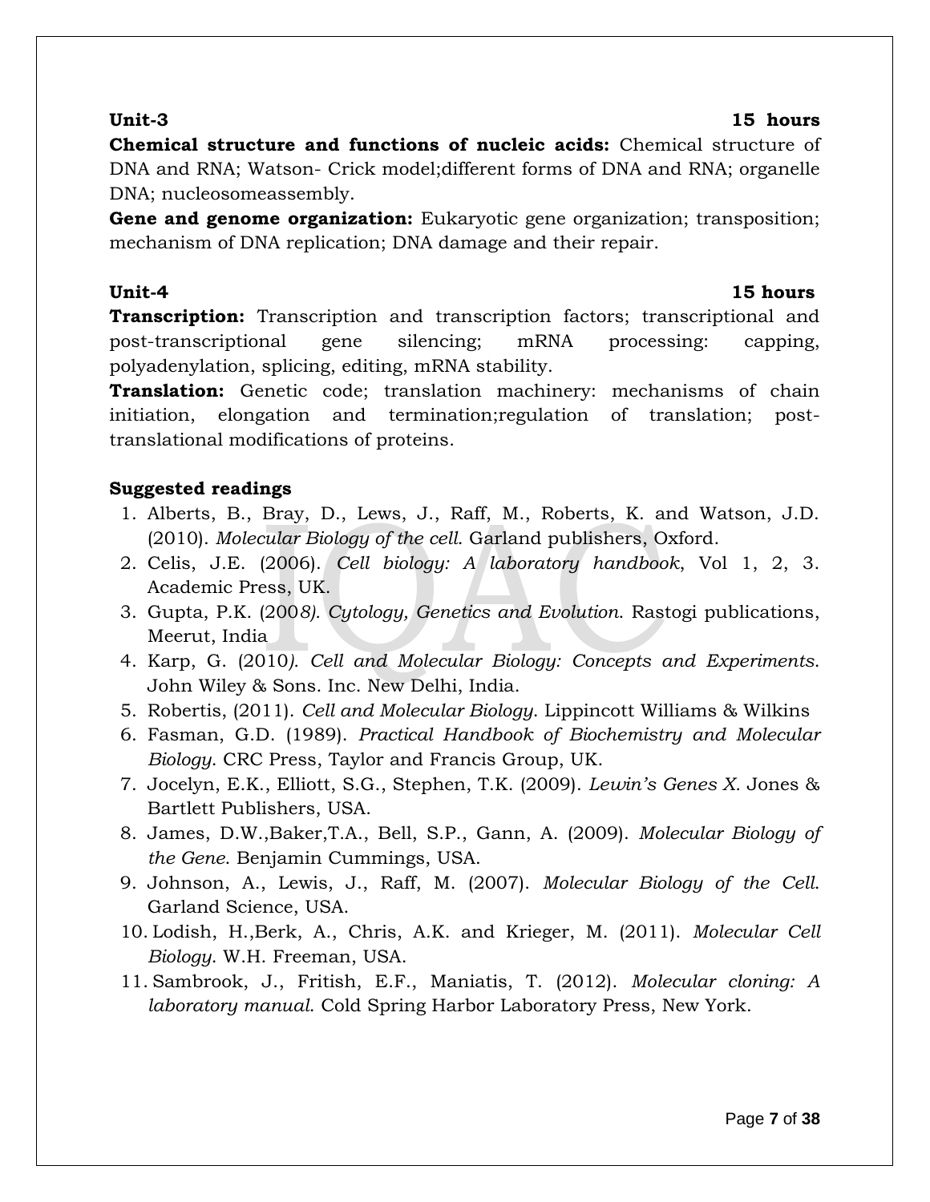**Unit-3** **15 hours**

**Chemical structure and functions of nucleic acids:** Chemical structure of DNA and RNA; Watson- Crick model;different forms of DNA and RNA; organelle DNA; nucleosomeassembly.

**Gene and genome organization:** Eukaryotic gene organization; transposition; mechanism of DNA replication; DNA damage and their repair.

**Unit-4** **15 hours**

**Transcription:** Transcription and transcription factors; transcriptional and post-transcriptional gene silencing; mRNA processing: capping, polyadenylation, splicing, editing, mRNA stability.

**Translation:** Genetic code; translation machinery: mechanisms of chain initiation, elongation and termination;regulation of translation; post-translational modifications of proteins.

**Suggested readings**

1. Alberts, B., Bray, D., Lews, J., Raff, M., Roberts, K. and Watson, J.D. (2010). *Molecular Biology of the cell*. Garland publishers, Oxford.
2. Celis, J.E. (2006). *Cell biology: A laboratory handbook*, Vol 1, 2, 3. Academic Press, UK.
3. Gupta, P.K. (2008). *Cytology, Genetics and Evolution*. Rastogi publications, Meerut, India
4. Karp, G. (2010). *Cell and Molecular Biology: Concepts and Experiments*. John Wiley & Sons. Inc. New Delhi, India.
5. Robertis, (2011). *Cell and Molecular Biology*. Lippincott Williams & Wilkins
6. Fasman, G.D. (1989). *Practical Handbook of Biochemistry and Molecular Biology*. CRC Press, Taylor and Francis Group, UK.
7. Jocelyn, E.K., Elliott, S.G., Stephen, T.K. (2009). *Lewin's Genes X.* Jones & Bartlett Publishers, USA.
8. James, D.W.,Baker,T.A., Bell, S.P., Gann, A. (2009). *Molecular Biology of the Gene*. Benjamin Cummings, USA.
9. Johnson, A., Lewis, J., Raff, M. (2007). *Molecular Biology of the Cell*. Garland Science, USA.
10. Lodish, H.,Berk, A., Chris, A.K. and Krieger, M. (2011). *Molecular Cell Biology*. W.H. Freeman, USA.
11. Sambrook, J., Fritish, E.F., Maniatis, T. (2012). *Molecular cloning: A laboratory manual*. Cold Spring Harbor Laboratory Press, New York.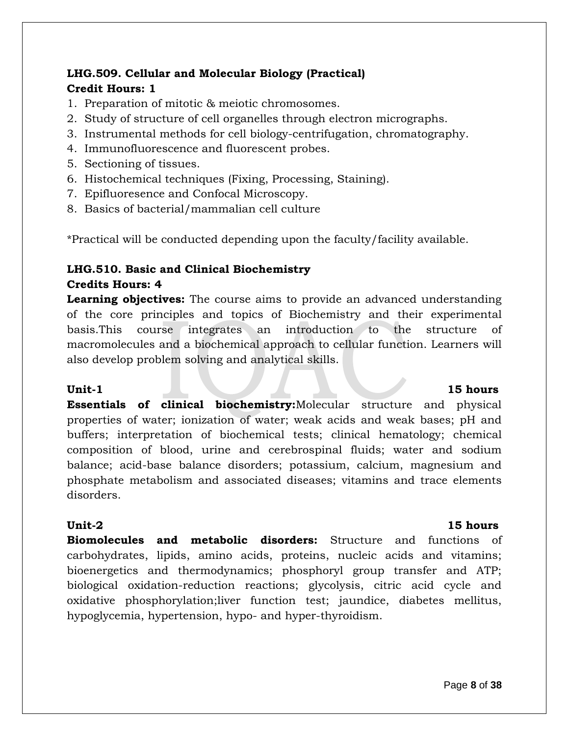**LHG.509. Cellular and Molecular Biology (Practical)**
**Credit Hours: 1**

1. Preparation of mitotic & meiotic chromosomes.
2. Study of structure of cell organelles through electron micrographs.
3. Instrumental methods for cell biology-centrifugation, chromatography.
4. Immunofluorescence and fluorescent probes.
5. Sectioning of tissues.
6. Histochemical techniques (Fixing, Processing, Staining).
7. Epifluoresence and Confocal Microscopy.
8. Basics of bacterial/mammalian cell culture

*Practical will be conducted depending upon the faculty/facility available.

**LHG.510. Basic and Clinical Biochemistry**
**Credits Hours: 4**

**Learning objectives:** The course aims to provide an advanced understanding of the core principles and topics of Biochemistry and their experimental basis.This course integrates an introduction to the structure of macromolecules and a biochemical approach to cellular function. Learners will also develop problem solving and analytical skills.

**Unit-1** **15 hours**

**Essentials of clinical biochemistry:**Molecular structure and physical properties of water; ionization of water; weak acids and weak bases; pH and buffers; interpretation of biochemical tests; clinical hematology; chemical composition of blood, urine and cerebrospinal fluids; water and sodium balance; acid-base balance disorders; potassium, calcium, magnesium and phosphate metabolism and associated diseases; vitamins and trace elements disorders.

**Unit-2** **15 hours**

**Biomolecules and metabolic disorders:** Structure and functions of carbohydrates, lipids, amino acids, proteins, nucleic acids and vitamins; bioenergetics and thermodynamics; phosphoryl group transfer and ATP; biological oxidation-reduction reactions; glycolysis, citric acid cycle and oxidative phosphorylation;liver function test; jaundice, diabetes mellitus, hypoglycemia, hypertension, hypo- and hyper-thyroidism.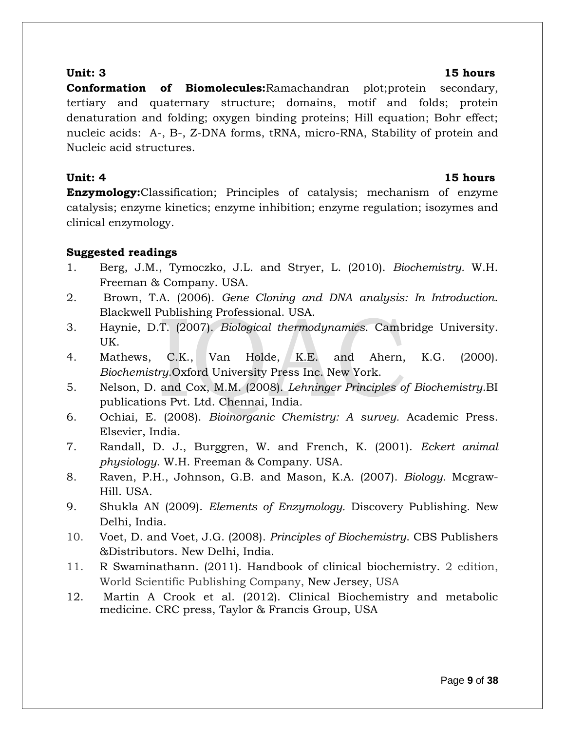**Unit: 3** **15 hours**

**Conformation of Biomolecules:**Ramachandran plot;protein secondary, tertiary and quaternary structure; domains, motif and folds; protein denaturation and folding; oxygen binding proteins; Hill equation; Bohr effect; nucleic acids: A-, B-, Z-DNA forms, tRNA, micro-RNA, Stability of protein and Nucleic acid structures.

**Unit: 4** **15 hours**

**Enzymology:**Classification; Principles of catalysis; mechanism of enzyme catalysis; enzyme kinetics; enzyme inhibition; enzyme regulation; isozymes and clinical enzymology.

**Suggested readings**

1. Berg, J.M., Tymoczko, J.L. and Stryer, L. (2010). *Biochemistry.* W.H. Freeman & Company. USA.
2. Brown, T.A. (2006). *Gene Cloning and DNA analysis: In Introduction.* Blackwell Publishing Professional. USA.
3. Haynie, D.T. (2007). *Biological thermodynamics*. Cambridge University. UK.
4. Mathews, C.K., Van Holde, K.E. and Ahern, K.G. (2000). *Biochemistry*.Oxford University Press Inc. New York.
5. Nelson, D. and Cox, M.M. (2008). *Lehninger Principles of Biochemistry*.BI publications Pvt. Ltd. Chennai, India.
6. Ochiai, E. (2008). *Bioinorganic Chemistry: A survey.* Academic Press. Elsevier, India.
7. Randall, D. J., Burggren, W. and French, K. (2001). *Eckert animal physiology*. W.H. Freeman & Company. USA.
8. Raven, P.H., Johnson, G.B. and Mason, K.A. (2007). *Biology*. Mcgraw-Hill. USA.
9. Shukla AN (2009). *Elements of Enzymology.* Discovery Publishing. New Delhi, India.
10. Voet, D. and Voet, J.G. (2008). *Principles of Biochemistry*. CBS Publishers &Distributors. New Delhi, India.
11. R Swaminathann. (2011). Handbook of clinical biochemistry. 2 edition, World Scientific Publishing Company, New Jersey, USA
12. Martin A Crook et al. (2012). Clinical Biochemistry and metabolic medicine. CRC press, Taylor & Francis Group, USA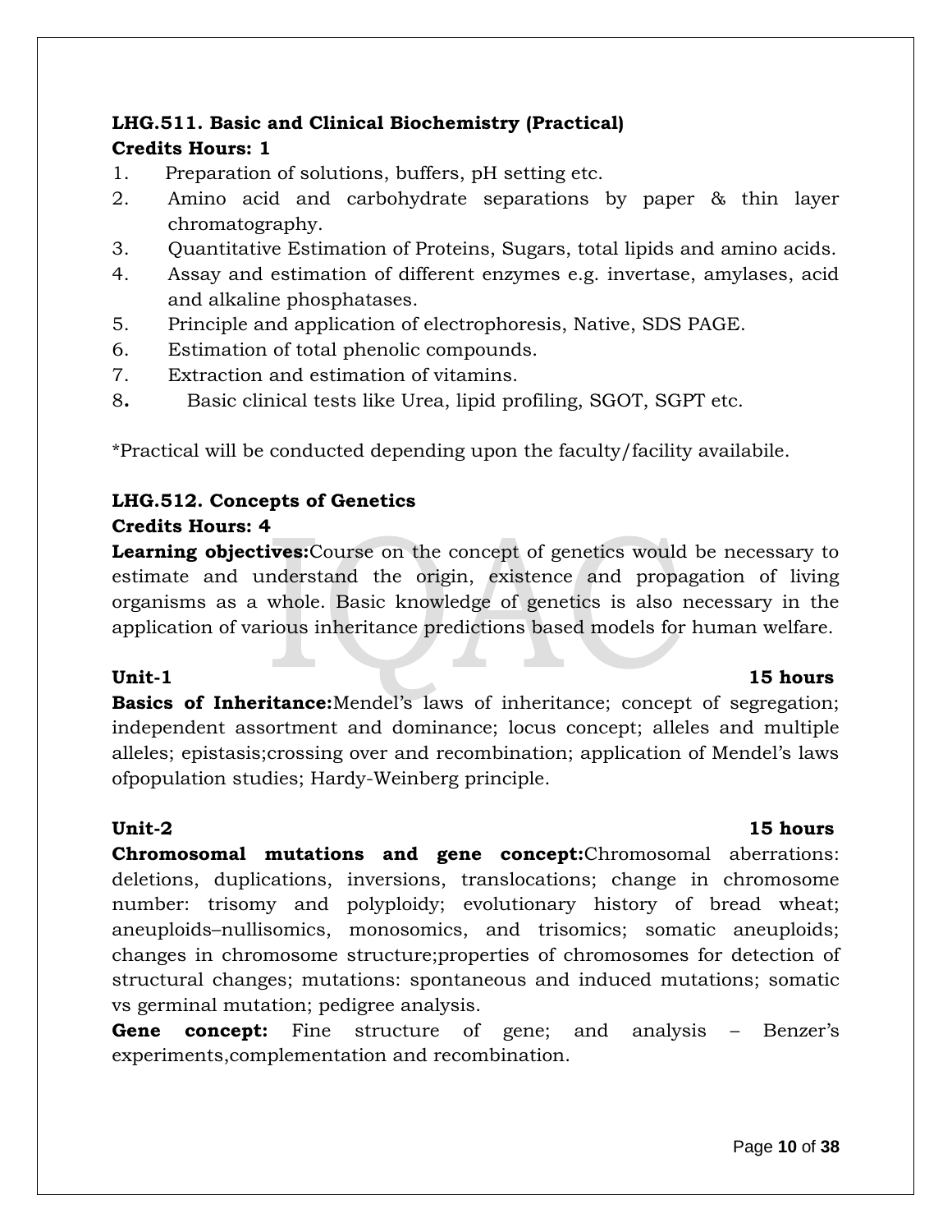**LHG.511. Basic and Clinical Biochemistry (Practical)**

**Credits Hours: 1**

1. Preparation of solutions, buffers, pH setting etc.
2. Amino acid and carbohydrate separations by paper & thin layer chromatography.
3. Quantitative Estimation of Proteins, Sugars, total lipids and amino acids.
4. Assay and estimation of different enzymes e.g. invertase, amylases, acid and alkaline phosphatases.
5. Principle and application of electrophoresis, Native, SDS PAGE.
6. Estimation of total phenolic compounds.
7. Extraction and estimation of vitamins.
8. Basic clinical tests like Urea, lipid profiling, SGOT, SGPT etc.

*Practical will be conducted depending upon the faculty/facility availabile.

**LHG.512. Concepts of Genetics**

**Credits Hours: 4**

**Learning objectives:**Course on the concept of genetics would be necessary to estimate and understand the origin, existence and propagation of living organisms as a whole. Basic knowledge of genetics is also necessary in the application of various inheritance predictions based models for human welfare.

**Unit-1 15 hours**

**Basics of Inheritance:**Mendel's laws of inheritance; concept of segregation; independent assortment and dominance; locus concept; alleles and multiple alleles; epistasis;crossing over and recombination; application of Mendel's laws ofpopulation studies; Hardy-Weinberg principle.

**Unit-2 15 hours**

**Chromosomal mutations and gene concept:**Chromosomal aberrations: deletions, duplications, inversions, translocations; change in chromosome number: trisomy and polyploidy; evolutionary history of bread wheat; aneuploids–nullisomics, monosomics, and trisomics; somatic aneuploids; changes in chromosome structure;properties of chromosomes for detection of structural changes; mutations: spontaneous and induced mutations; somatic vs germinal mutation; pedigree analysis.

**Gene concept:** Fine structure of gene; and analysis – Benzer's experiments,complementation and recombination.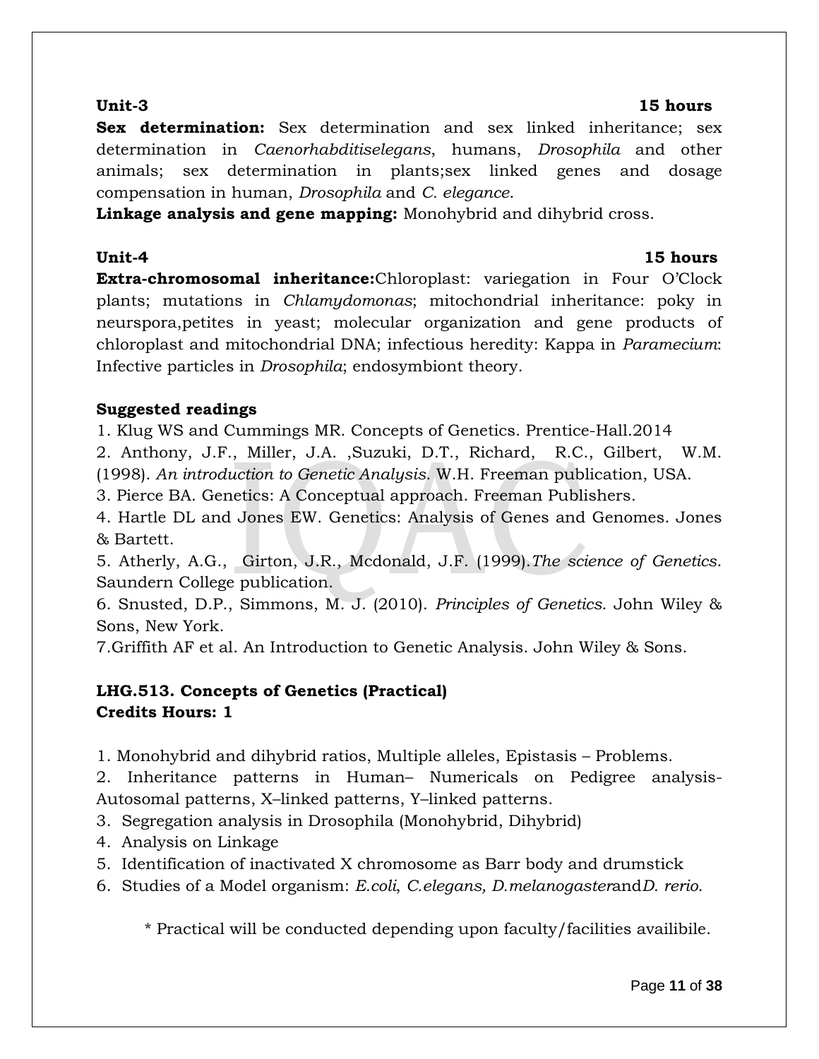**Unit-3** **15 hours**

**Sex determination:** Sex determination and sex linked inheritance; sex determination in *Caenorhabditiselegans*, humans, *Drosophila* and other animals; sex determination in plants;sex linked genes and dosage compensation in human, *Drosophila* and *C. elegance*.

**Linkage analysis and gene mapping:** Monohybrid and dihybrid cross.

**Unit-4** **15 hours**

**Extra-chromosomal inheritance:**Chloroplast: variegation in Four O'Clock plants; mutations in *Chlamydomonas*; mitochondrial inheritance: poky in neurspora,petites in yeast; molecular organization and gene products of chloroplast and mitochondrial DNA; infectious heredity: Kappa in *Paramecium*: Infective particles in *Drosophila*; endosymbiont theory.

**Suggested readings**

1. Klug WS and Cummings MR. Concepts of Genetics. Prentice-Hall.2014
2. Anthony, J.F., Miller, J.A. ,Suzuki, D.T., Richard, R.C., Gilbert, W.M. (1998). *An introduction to Genetic Analysis*. W.H. Freeman publication, USA.
3. Pierce BA. Genetics: A Conceptual approach. Freeman Publishers.
4. Hartle DL and Jones EW. Genetics: Analysis of Genes and Genomes. Jones & Bartett.
5. Atherly, A.G., Girton, J.R., Mcdonald, J.F. (1999).*The science of Genetics*. Saundern College publication.
6. Snusted, D.P., Simmons, M. J. (2010). *Principles of Genetics*. John Wiley & Sons, New York.
7. Griffith AF et al. An Introduction to Genetic Analysis. John Wiley & Sons.

**LHG.513. Concepts of Genetics (Practical)**
**Credits Hours: 1**

1. Monohybrid and dihybrid ratios, Multiple alleles, Epistasis – Problems.
2. Inheritance patterns in Human– Numericals on Pedigree analysis-Autosomal patterns, X–linked patterns, Y–linked patterns.
3. Segregation analysis in Drosophila (Monohybrid, Dihybrid)
4. Analysis on Linkage
5. Identification of inactivated X chromosome as Barr body and drumstick
6. Studies of a Model organism: *E.coli*, *C.elegans, D.melanogaster*and*D. rerio*.

\* Practical will be conducted depending upon faculty/facilities availibile.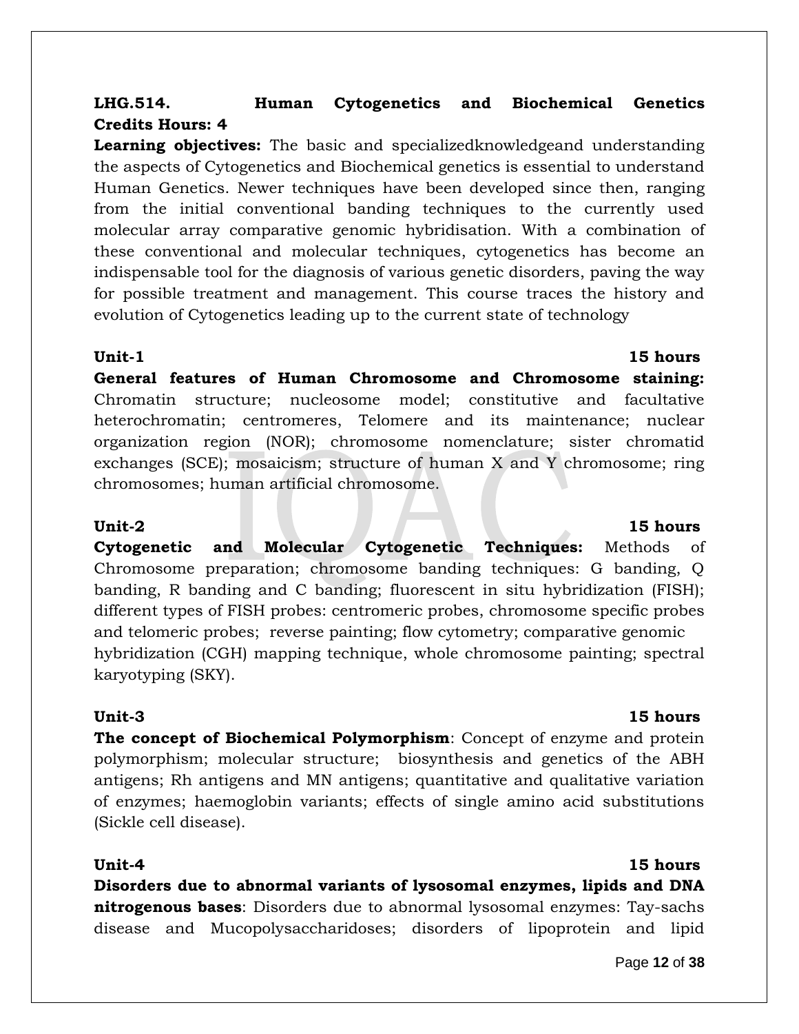**LHG.514. Human Cytogenetics and Biochemical Genetics**
**Credits Hours: 4**

**Learning objectives:** The basic and specializedknowledgeand understanding the aspects of Cytogenetics and Biochemical genetics is essential to understand Human Genetics. Newer techniques have been developed since then, ranging from the initial conventional banding techniques to the currently used molecular array comparative genomic hybridisation. With a combination of these conventional and molecular techniques, cytogenetics has become an indispensable tool for the diagnosis of various genetic disorders, paving the way for possible treatment and management. This course traces the history and evolution of Cytogenetics leading up to the current state of technology

**Unit-1** **15 hours**

**General features of Human Chromosome and Chromosome staining:** Chromatin structure; nucleosome model; constitutive and facultative heterochromatin; centromeres, Telomere and its maintenance; nuclear organization region (NOR); chromosome nomenclature; sister chromatid exchanges (SCE); mosaicism; structure of human X and Y chromosome; ring chromosomes; human artificial chromosome.

**Unit-2** **15 hours**

**Cytogenetic and Molecular Cytogenetic Techniques:** Methods of Chromosome preparation; chromosome banding techniques: G banding, Q banding, R banding and C banding; fluorescent in situ hybridization (FISH); different types of FISH probes: centromeric probes, chromosome specific probes and telomeric probes; reverse painting; flow cytometry; comparative genomic hybridization (CGH) mapping technique, whole chromosome painting; spectral karyotyping (SKY).

**Unit-3** **15 hours**

**The concept of Biochemical Polymorphism**: Concept of enzyme and protein polymorphism; molecular structure; biosynthesis and genetics of the ABH antigens; Rh antigens and MN antigens; quantitative and qualitative variation of enzymes; haemoglobin variants; effects of single amino acid substitutions (Sickle cell disease).

**Unit-4** **15 hours**

**Disorders due to abnormal variants of lysosomal enzymes, lipids and DNA nitrogenous bases**: Disorders due to abnormal lysosomal enzymes: Tay-sachs disease and Mucopolysaccharidoses; disorders of lipoprotein and lipid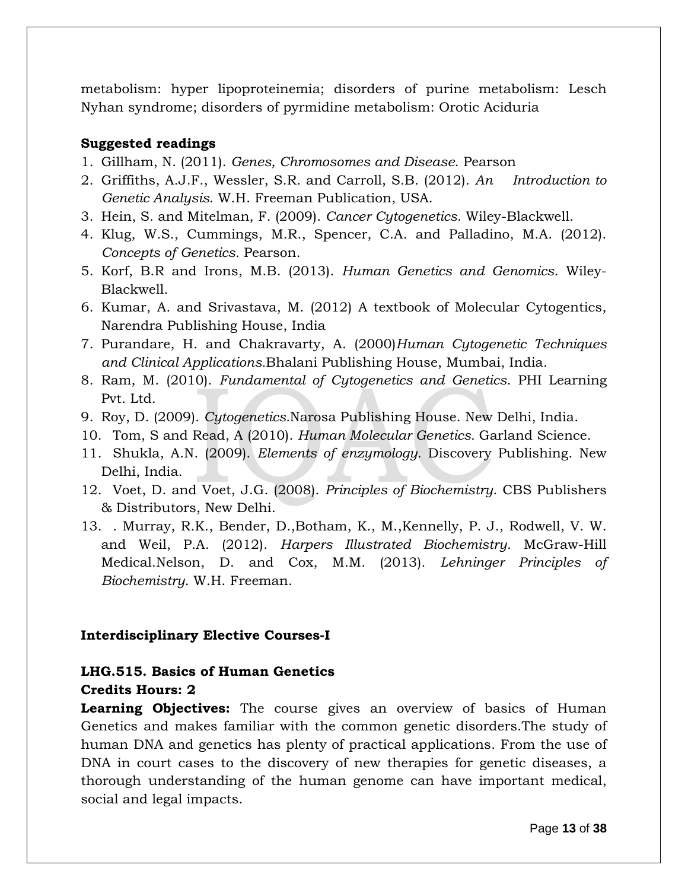metabolism: hyper lipoproteinemia; disorders of purine metabolism: Lesch Nyhan syndrome; disorders of pyrmidine metabolism: Orotic Aciduria

**Suggested readings**

1. Gillham, N. (2011). *Genes, Chromosomes and Disease*. Pearson
2. Griffiths, A.J.F., Wessler, S.R. and Carroll, S.B. (2012). *An Introduction to Genetic Analysis*. W.H. Freeman Publication, USA.
3. Hein, S. and Mitelman, F. (2009). *Cancer Cytogenetics*. Wiley-Blackwell.
4. Klug, W.S., Cummings, M.R., Spencer, C.A. and Palladino, M.A. (2012). *Concepts of Genetics.* Pearson.
5. Korf, B.R and Irons, M.B. (2013). *Human Genetics and Genomics*. Wiley-Blackwell.
6. Kumar, A. and Srivastava, M. (2012) A textbook of Molecular Cytogentics, Narendra Publishing House, India
7. Purandare, H. and Chakravarty, A. (2000)*Human Cytogenetic Techniques and Clinical Applications.*Bhalani Publishing House, Mumbai, India.
8. Ram, M. (2010). *Fundamental of Cytogenetics and Genetics*. PHI Learning Pvt. Ltd.
9. Roy, D. (2009). *Cytogenetics.*Narosa Publishing House. New Delhi, India.
10. Tom, S and Read, A (2010). *Human Molecular Genetics.* Garland Science.
11. Shukla, A.N. (2009). *Elements of enzymology.* Discovery Publishing. New Delhi, India.
12. Voet, D. and Voet, J.G. (2008). *Principles of Biochemistry*. CBS Publishers & Distributors, New Delhi.
13. . Murray, R.K., Bender, D.,Botham, K., M.,Kennelly, P. J., Rodwell, V. W. and Weil, P.A. (2012). *Harpers Illustrated Biochemistry*. McGraw-Hill Medical.Nelson, D. and Cox, M.M. (2013). *Lehninger Principles of Biochemistry*. W.H. Freeman.

**Interdisciplinary Elective Courses-I**

**LHG.515. Basics of Human Genetics**
**Credits Hours: 2**

**Learning Objectives:** The course gives an overview of basics of Human Genetics and makes familiar with the common genetic disorders.The study of human DNA and genetics has plenty of practical applications. From the use of DNA in court cases to the discovery of new therapies for genetic diseases, a thorough understanding of the human genome can have important medical, social and legal impacts.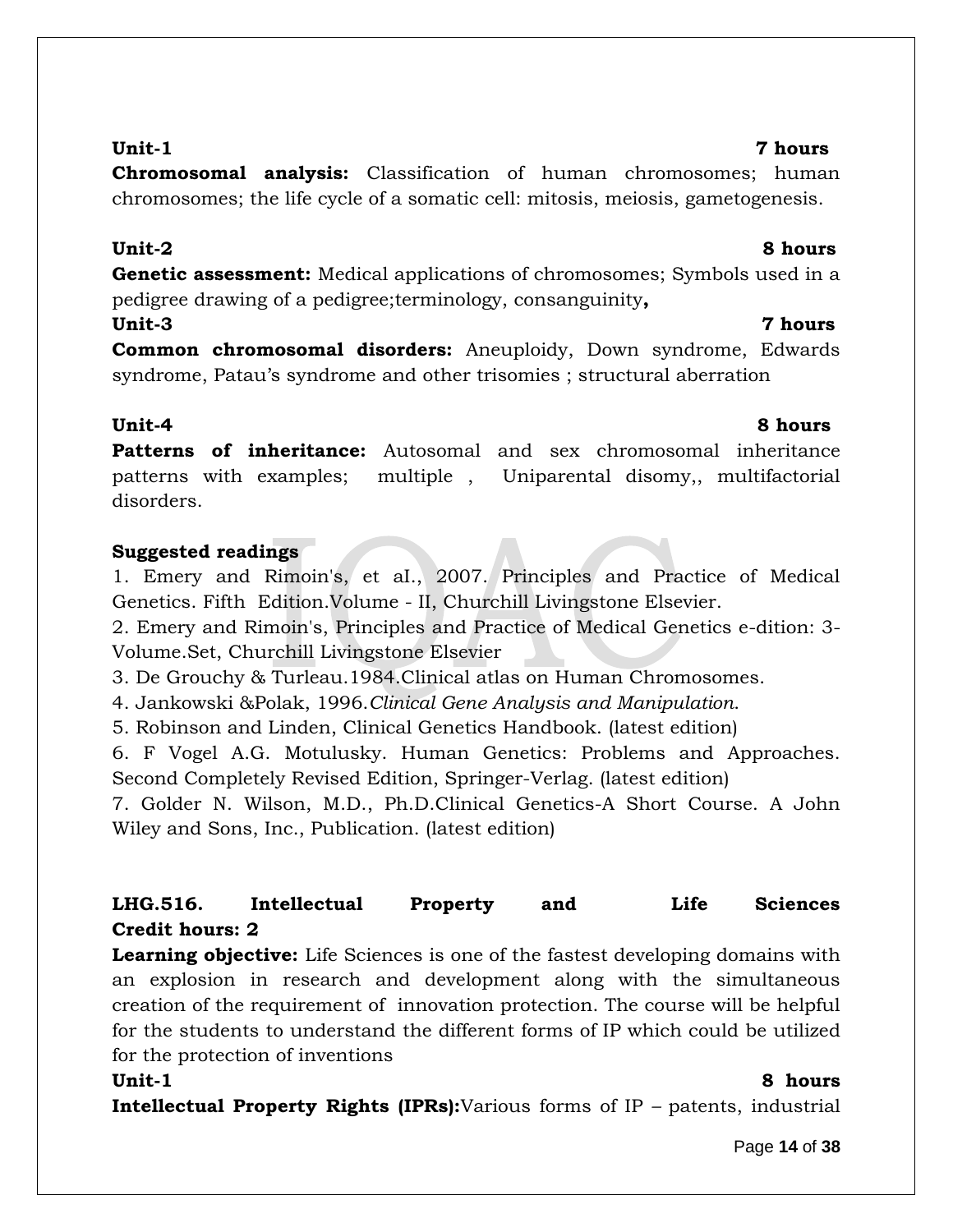**Unit-1** **7 hours**

**Chromosomal analysis:** Classification of human chromosomes; human chromosomes; the life cycle of a somatic cell: mitosis, meiosis, gametogenesis.

**Unit-2** **8 hours**

**Genetic assessment:** Medical applications of chromosomes; Symbols used in a pedigree drawing of a pedigree;terminology, consanguinity**,**

**Unit-3** **7 hours**

**Common chromosomal disorders:** Aneuploidy, Down syndrome, Edwards syndrome, Patau's syndrome and other trisomies ; structural aberration

**Unit-4** **8 hours**

**Patterns of inheritance:** Autosomal and sex chromosomal inheritance patterns with examples; multiple , Uniparental disomy,, multifactorial disorders.

**Suggested readings**

1. Emery and Rimoin's, et aI., 2007. Principles and Practice of Medical Genetics. Fifth Edition.Volume - II, Churchill Livingstone Elsevier.
2. Emery and Rimoin's, Principles and Practice of Medical Genetics e-dition: 3-Volume.Set, Churchill Livingstone Elsevier
3. De Grouchy & Turleau.1984.Clinical atlas on Human Chromosomes.
4. Jankowski &Polak, 1996.*Clinical Gene Analysis and Manipulation*.
5. Robinson and Linden, Clinical Genetics Handbook. (latest edition)
6. F Vogel A.G. Motulusky. Human Genetics: Problems and Approaches. Second Completely Revised Edition, Springer-Verlag. (latest edition)
7. Golder N. Wilson, M.D., Ph.D.Clinical Genetics-A Short Course. A John Wiley and Sons, Inc., Publication. (latest edition)

**LHG.516. Intellectual Property and Life Sciences**
**Credit hours: 2**

**Learning objective:** Life Sciences is one of the fastest developing domains with an explosion in research and development along with the simultaneous creation of the requirement of innovation protection. The course will be helpful for the students to understand the different forms of IP which could be utilized for the protection of inventions

**Unit-1** **8 hours**

**Intellectual Property Rights (IPRs):**Various forms of IP – patents, industrial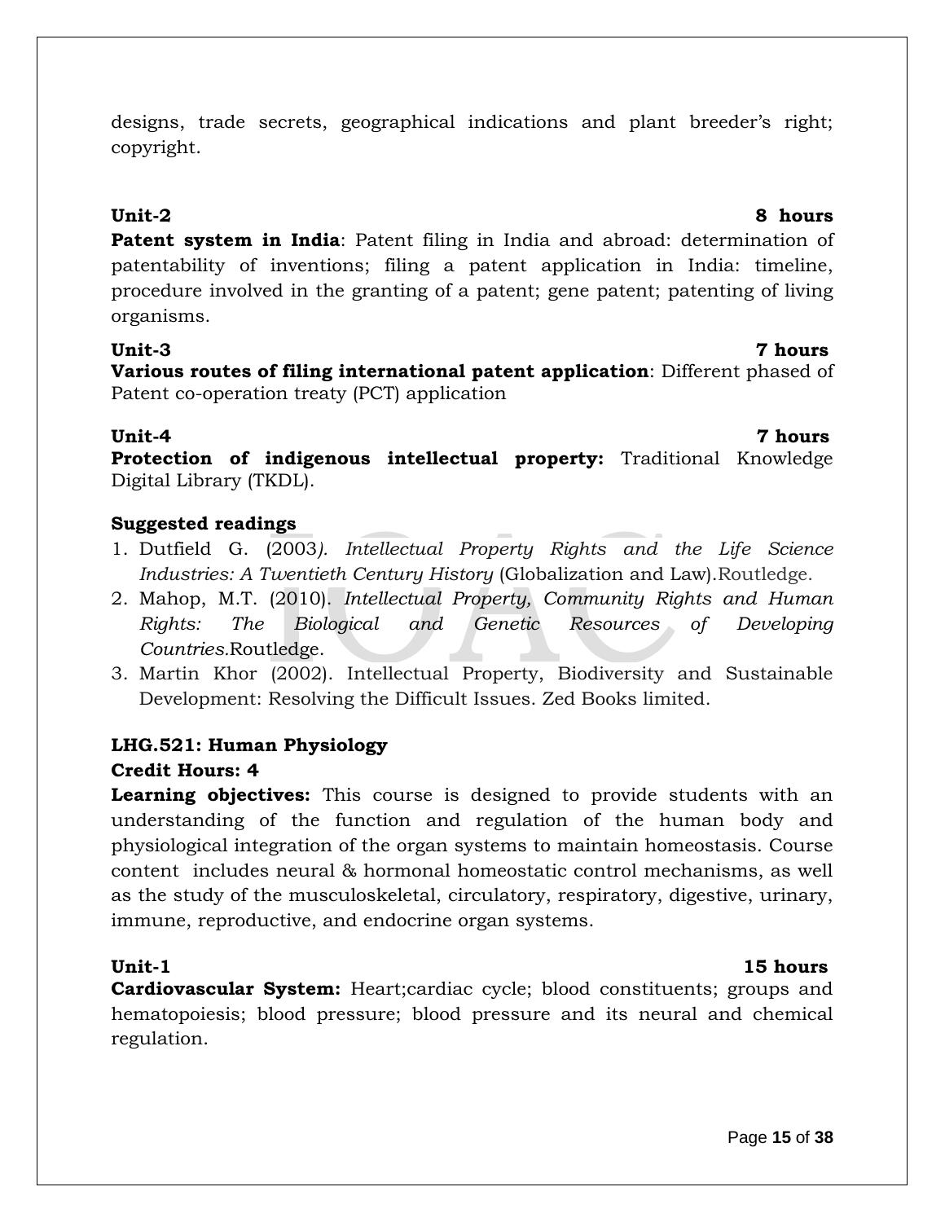designs, trade secrets, geographical indications and plant breeder's right; copyright.

**Unit-2 8 hours**

**Patent system in India**: Patent filing in India and abroad: determination of patentability of inventions; filing a patent application in India: timeline, procedure involved in the granting of a patent; gene patent; patenting of living organisms.

**Unit-3 7 hours**

**Various routes of filing international patent application**: Different phased of Patent co-operation treaty (PCT) application

**Unit-4 7 hours**

**Protection of indigenous intellectual property:** Traditional Knowledge Digital Library (TKDL).

**Suggested readings**

1. Dutfield G. (2003). *Intellectual Property Rights and the Life Science Industries: A Twentieth Century History* (Globalization and Law).Routledge.
2. Mahop, M.T. (2010). *Intellectual Property, Community Rights and Human Rights: The Biological and Genetic Resources of Developing Countries.*Routledge.
3. Martin Khor (2002). Intellectual Property, Biodiversity and Sustainable Development: Resolving the Difficult Issues. Zed Books limited.

## LHG.521: Human Physiology

**Credit Hours: 4**

**Learning objectives:** This course is designed to provide students with an understanding of the function and regulation of the human body and physiological integration of the organ systems to maintain homeostasis. Course content includes neural & hormonal homeostatic control mechanisms, as well as the study of the musculoskeletal, circulatory, respiratory, digestive, urinary, immune, reproductive, and endocrine organ systems.

**Unit-1 15 hours**

**Cardiovascular System:** Heart;cardiac cycle; blood constituents; groups and hematopoiesis; blood pressure; blood pressure and its neural and chemical regulation.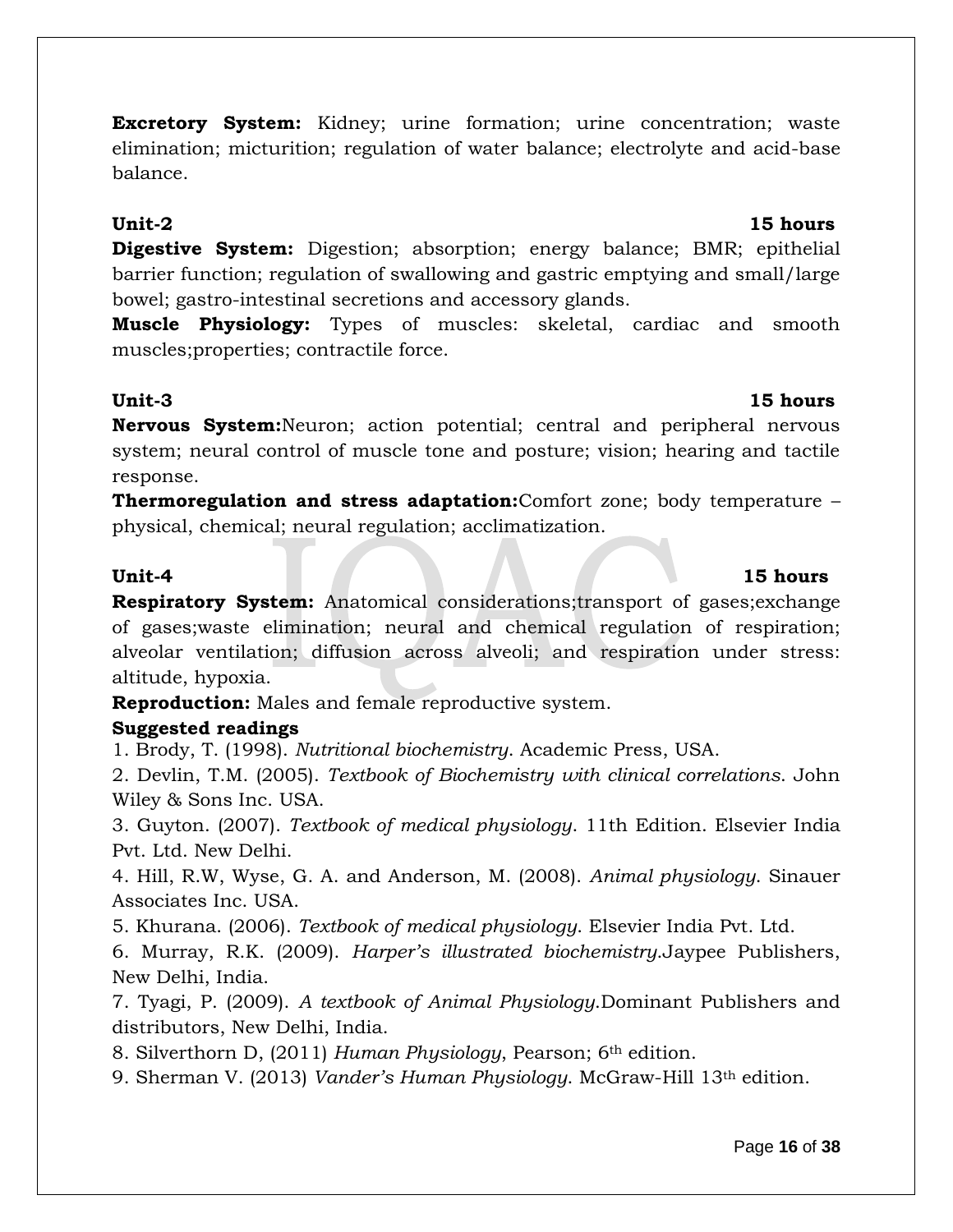**Excretory System:** Kidney; urine formation; urine concentration; waste elimination; micturition; regulation of water balance; electrolyte and acid-base balance.

**Unit-2** **15 hours**

**Digestive System:** Digestion; absorption; energy balance; BMR; epithelial barrier function; regulation of swallowing and gastric emptying and small/large bowel; gastro-intestinal secretions and accessory glands.

**Muscle Physiology:** Types of muscles: skeletal, cardiac and smooth muscles;properties; contractile force.

**Unit-3** **15 hours**

**Nervous System:**Neuron; action potential; central and peripheral nervous system; neural control of muscle tone and posture; vision; hearing and tactile response.

**Thermoregulation and stress adaptation:**Comfort zone; body temperature – physical, chemical; neural regulation; acclimatization.

**Unit-4** **15 hours**

**Respiratory System:** Anatomical considerations;transport of gases;exchange of gases;waste elimination; neural and chemical regulation of respiration; alveolar ventilation; diffusion across alveoli; and respiration under stress: altitude, hypoxia.

**Reproduction:** Males and female reproductive system.

**Suggested readings**

1. Brody, T. (1998). *Nutritional biochemistry*. Academic Press, USA.
2. Devlin, T.M. (2005). *Textbook of Biochemistry with clinical correlations*. John Wiley & Sons Inc. USA.
3. Guyton. (2007). *Textbook of medical physiology*. 11th Edition. Elsevier India Pvt. Ltd. New Delhi.
4. Hill, R.W, Wyse, G. A. and Anderson, M. (2008). *Animal physiology*. Sinauer Associates Inc. USA.
5. Khurana. (2006). *Textbook of medical physiology*. Elsevier India Pvt. Ltd.
6. Murray, R.K. (2009). *Harper's illustrated biochemistry*.Jaypee Publishers, New Delhi, India.
7. Tyagi, P. (2009). *A textbook of Animal Physiology*.Dominant Publishers and distributors, New Delhi, India.
8. Silverthorn D, (2011) *Human Physiology*, Pearson; 6th edition.
9. Sherman V. (2013) *Vander's Human Physiology*. McGraw-Hill 13th edition.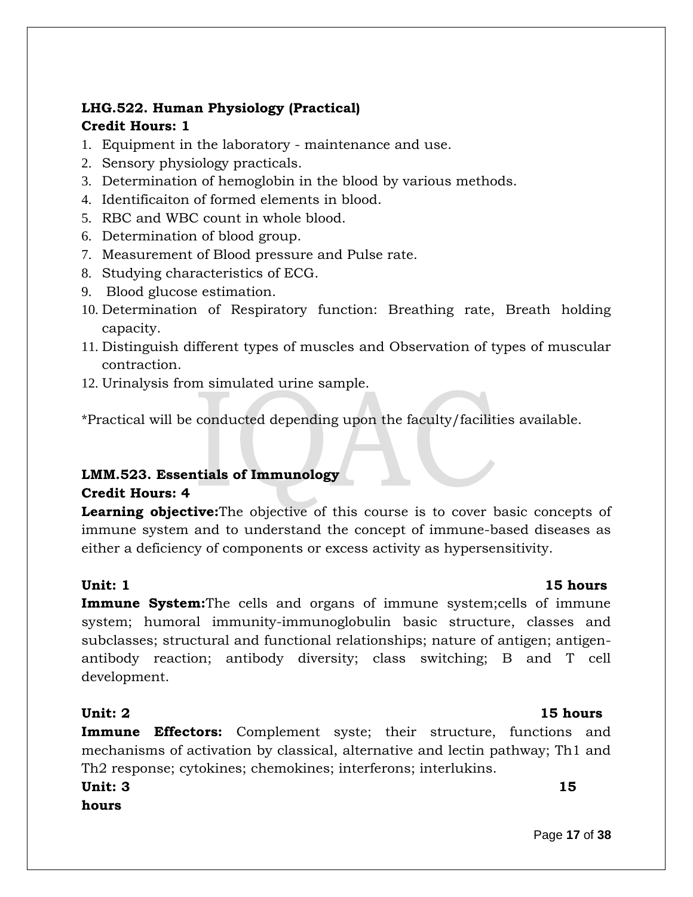**LHG.522. Human Physiology (Practical)**
**Credit Hours: 1**

1. Equipment in the laboratory - maintenance and use.
2. Sensory physiology practicals.
3. Determination of hemoglobin in the blood by various methods.
4. Identificaiton of formed elements in blood.
5. RBC and WBC count in whole blood.
6. Determination of blood group.
7. Measurement of Blood pressure and Pulse rate.
8. Studying characteristics of ECG.
9. Blood glucose estimation.
10. Determination of Respiratory function: Breathing rate, Breath holding capacity.
11. Distinguish different types of muscles and Observation of types of muscular contraction.
12. Urinalysis from simulated urine sample.

*Practical will be conducted depending upon the faculty/facilities available.

**LMM.523. Essentials of Immunology**
**Credit Hours: 4**

**Learning objective:**The objective of this course is to cover basic concepts of immune system and to understand the concept of immune-based diseases as either a deficiency of components or excess activity as hypersensitivity.

**Unit: 1** **15 hours**

**Immune System:**The cells and organs of immune system;cells of immune system; humoral immunity-immunoglobulin basic structure, classes and subclasses; structural and functional relationships; nature of antigen; antigen-antibody reaction; antibody diversity; class switching; B and T cell development.

**Unit: 2** **15 hours**

**Immune Effectors:** Complement syste; their structure, functions and mechanisms of activation by classical, alternative and lectin pathway; Th1 and Th2 response; cytokines; chemokines; interferons; interlukins.

**Unit: 3** **15 hours**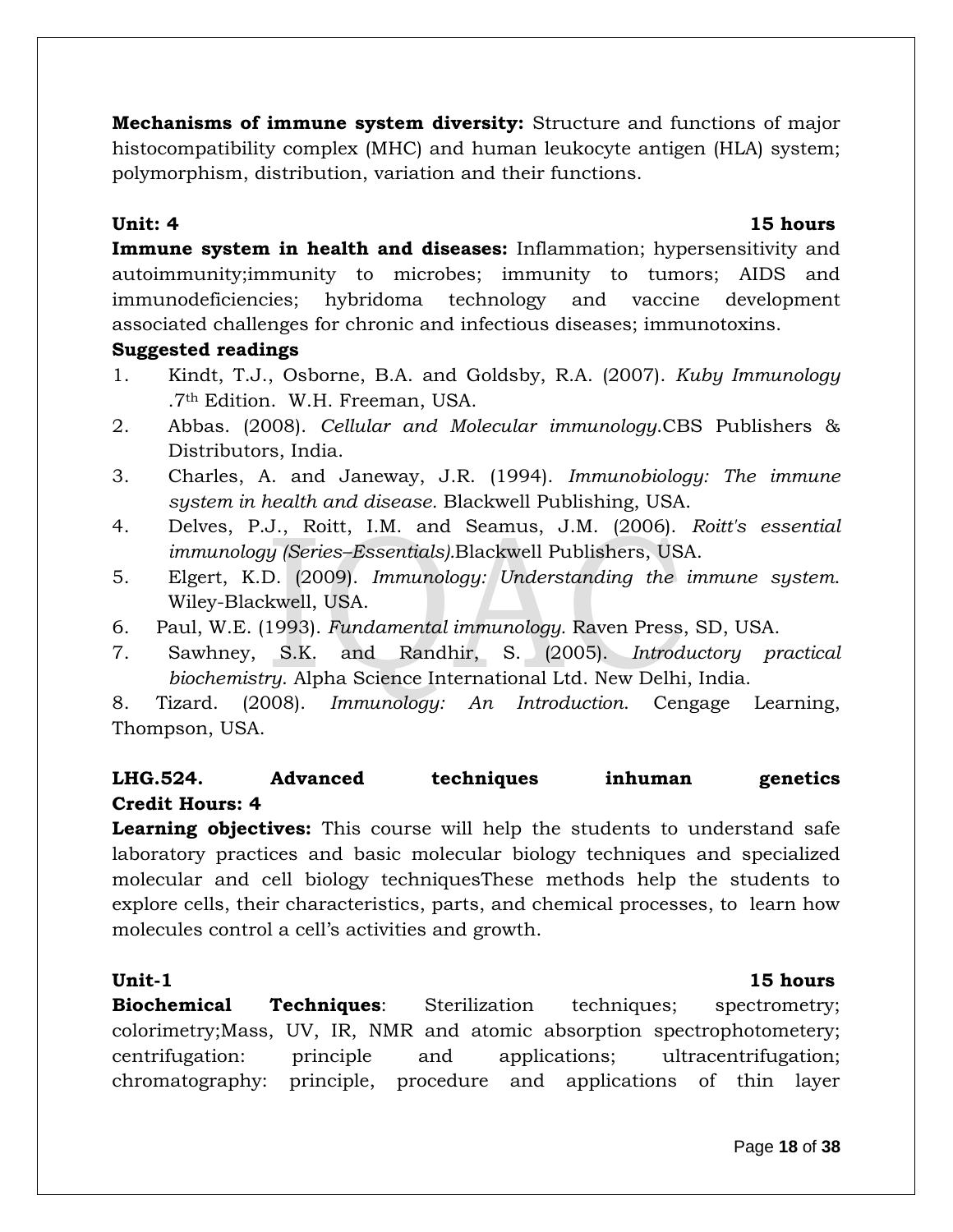**Mechanisms of immune system diversity:** Structure and functions of major histocompatibility complex (MHC) and human leukocyte antigen (HLA) system; polymorphism, distribution, variation and their functions.

**Unit: 4** **15 hours**

**Immune system in health and diseases:** Inflammation; hypersensitivity and autoimmunity;immunity to microbes; immunity to tumors; AIDS and immunodeficiencies; hybridoma technology and vaccine development associated challenges for chronic and infectious diseases; immunotoxins.

**Suggested readings**

1. Kindt, T.J., Osborne, B.A. and Goldsby, R.A. (2007). *Kuby Immunology* .7th Edition. W.H. Freeman, USA.
2. Abbas. (2008). *Cellular and Molecular immunology*.CBS Publishers & Distributors, India.
3. Charles, A. and Janeway, J.R. (1994). *Immunobiology: The immune system in health and disease*. Blackwell Publishing, USA.
4. Delves, P.J., Roitt, I.M. and Seamus, J.M. (2006). *Roitt's essential immunology (Series–Essentials)*.Blackwell Publishers, USA.
5. Elgert, K.D. (2009). *Immunology: Understanding the immune system*. Wiley-Blackwell, USA.
6. Paul, W.E. (1993). *Fundamental immunology*. Raven Press, SD, USA.
7. Sawhney, S.K. and Randhir, S. (2005). *Introductory practical biochemistry*. Alpha Science International Ltd. New Delhi, India.
8. Tizard. (2008). *Immunology: An Introduction*. Cengage Learning, Thompson, USA.

**LHG.524. Advanced techniques inhuman genetics**
**Credit Hours: 4**

**Learning objectives:** This course will help the students to understand safe laboratory practices and basic molecular biology techniques and specialized molecular and cell biology techniquesThese methods help the students to explore cells, their characteristics, parts, and chemical processes, to learn how molecules control a cell's activities and growth.

**Unit-1** **15 hours**

**Biochemical Techniques**: Sterilization techniques; spectrometry; colorimetry;Mass, UV, IR, NMR and atomic absorption spectrophotometery; centrifugation: principle and applications; ultracentrifugation; chromatography: principle, procedure and applications of thin layer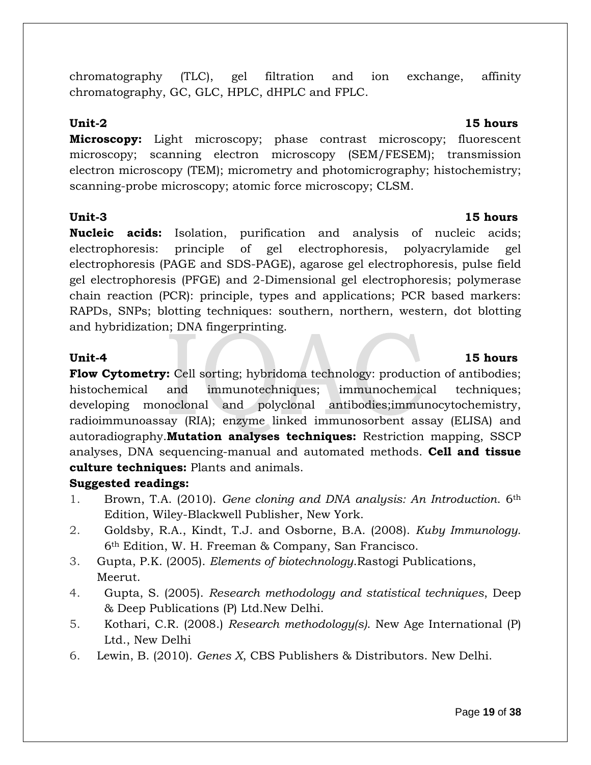chromatography (TLC), gel filtration and ion exchange, affinity chromatography, GC, GLC, HPLC, dHPLC and FPLC.

**Unit-2** **15 hours**

**Microscopy:** Light microscopy; phase contrast microscopy; fluorescent microscopy; scanning electron microscopy (SEM/FESEM); transmission electron microscopy (TEM); micrometry and photomicrography; histochemistry; scanning-probe microscopy; atomic force microscopy; CLSM.

**Unit-3** **15 hours**

**Nucleic acids:** Isolation, purification and analysis of nucleic acids; electrophoresis: principle of gel electrophoresis, polyacrylamide gel electrophoresis (PAGE and SDS-PAGE), agarose gel electrophoresis, pulse field gel electrophoresis (PFGE) and 2-Dimensional gel electrophoresis; polymerase chain reaction (PCR): principle, types and applications; PCR based markers: RAPDs, SNPs; blotting techniques: southern, northern, western, dot blotting and hybridization; DNA fingerprinting.

**Unit-4** **15 hours**

**Flow Cytometry:** Cell sorting; hybridoma technology: production of antibodies; histochemical and immunotechniques; immunochemical techniques; developing monoclonal and polyclonal antibodies;immunocytochemistry, radioimmunoassay (RIA); enzyme linked immunosorbent assay (ELISA) and autoradiography.**Mutation analyses techniques:** Restriction mapping, SSCP analyses, DNA sequencing-manual and automated methods. **Cell and tissue culture techniques:** Plants and animals.

**Suggested readings:**

1. Brown, T.A. (2010). *Gene cloning and DNA analysis: An Introduction.* 6th Edition, Wiley-Blackwell Publisher, New York.
2. Goldsby, R.A., Kindt, T.J. and Osborne, B.A. (2008). *Kuby Immunology.* 6th Edition, W. H. Freeman & Company, San Francisco.
3. Gupta, P.K. (2005). *Elements of biotechnology.*Rastogi Publications, Meerut.
4. Gupta, S. (2005). *Research methodology and statistical techniques*, Deep & Deep Publications (P) Ltd.New Delhi.
5. Kothari, C.R. (2008.) *Research methodology(s).* New Age International (P) Ltd., New Delhi
6. Lewin, B. (2010). *Genes X*, CBS Publishers & Distributors. New Delhi.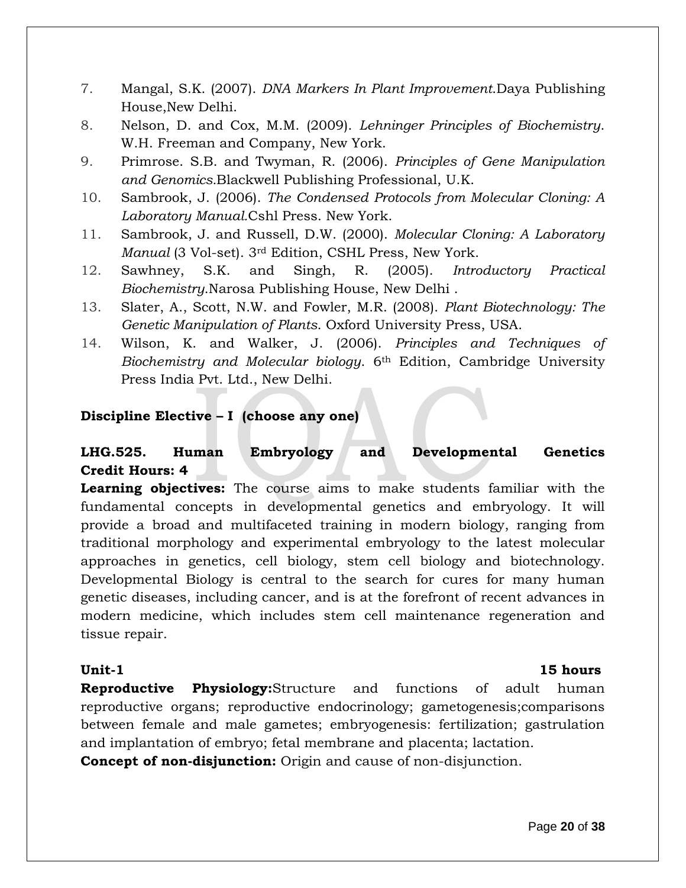7. Mangal, S.K. (2007). *DNA Markers In Plant Improvement.*Daya Publishing House,New Delhi.
8. Nelson, D. and Cox, M.M. (2009). *Lehninger Principles of Biochemistry*. W.H. Freeman and Company, New York.
9. Primrose. S.B. and Twyman, R. (2006). *Principles of Gene Manipulation and Genomics.*Blackwell Publishing Professional, U.K.
10. Sambrook, J. (2006). *The Condensed Protocols from Molecular Cloning: A Laboratory Manual.*Cshl Press. New York.
11. Sambrook, J. and Russell, D.W. (2000). *Molecular Cloning: A Laboratory Manual* (3 Vol-set). 3rd Edition, CSHL Press, New York.
12. Sawhney, S.K. and Singh, R. (2005). *Introductory Practical Biochemistry.*Narosa Publishing House, New Delhi .
13. Slater, A., Scott, N.W. and Fowler, M.R. (2008). *Plant Biotechnology: The Genetic Manipulation of Plants*. Oxford University Press, USA.
14. Wilson, K. and Walker, J. (2006). *Principles and Techniques of Biochemistry and Molecular biology*. 6th Edition, Cambridge University Press India Pvt. Ltd., New Delhi.

**Discipline Elective – I (choose any one)**

**LHG.525. Human Embryology and Developmental Genetics**
**Credit Hours: 4**

**Learning objectives:** The course aims to make students familiar with the fundamental concepts in developmental genetics and embryology. It will provide a broad and multifaceted training in modern biology, ranging from traditional morphology and experimental embryology to the latest molecular approaches in genetics, cell biology, stem cell biology and biotechnology. Developmental Biology is central to the search for cures for many human genetic diseases, including cancer, and is at the forefront of recent advances in modern medicine, which includes stem cell maintenance regeneration and tissue repair.

**Unit-1** **15 hours**

**Reproductive Physiology:**Structure and functions of adult human reproductive organs; reproductive endocrinology; gametogenesis;comparisons between female and male gametes; embryogenesis: fertilization; gastrulation and implantation of embryo; fetal membrane and placenta; lactation.

**Concept of non-disjunction:** Origin and cause of non-disjunction.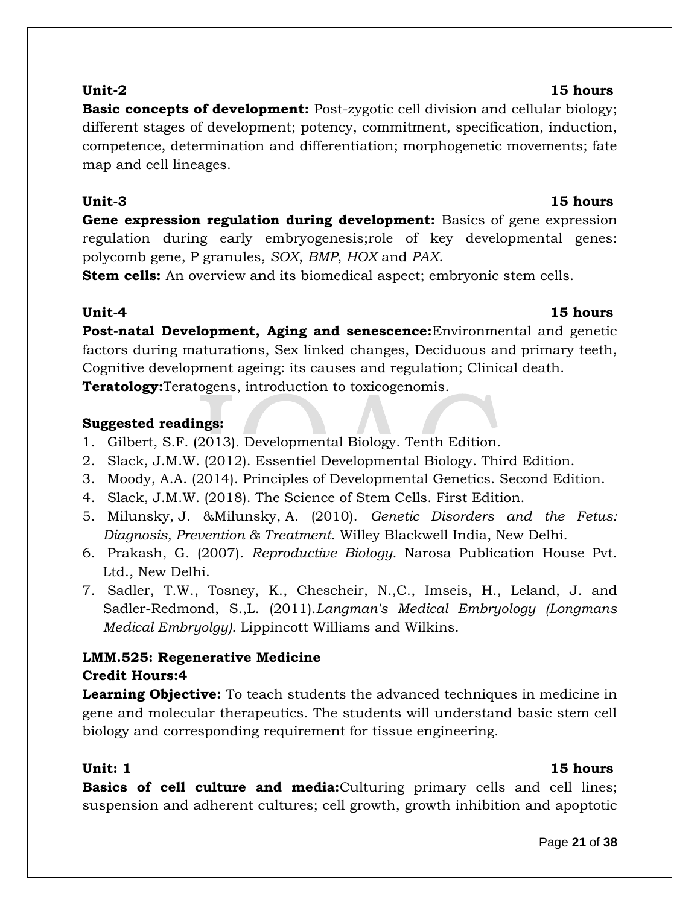**Unit-2** **15 hours**

**Basic concepts of development:** Post-zygotic cell division and cellular biology; different stages of development; potency, commitment, specification, induction, competence, determination and differentiation; morphogenetic movements; fate map and cell lineages.

**Unit-3** **15 hours**

**Gene expression regulation during development:** Basics of gene expression regulation during early embryogenesis;role of key developmental genes: polycomb gene, P granules, *SOX*, *BMP*, *HOX* and *PAX*.

**Stem cells:** An overview and its biomedical aspect; embryonic stem cells.

**Unit-4** **15 hours**

**Post-natal Development, Aging and senescence:**Environmental and genetic factors during maturations, Sex linked changes, Deciduous and primary teeth, Cognitive development ageing: its causes and regulation; Clinical death.

**Teratology:**Teratogens, introduction to toxicogenomis.

**Suggested readings:**

1. Gilbert, S.F. (2013). Developmental Biology. Tenth Edition.
2. Slack, J.M.W. (2012). Essentiel Developmental Biology. Third Edition.
3. Moody, A.A. (2014). Principles of Developmental Genetics. Second Edition.
4. Slack, J.M.W. (2018). The Science of Stem Cells. First Edition.
5. Milunsky, J. &Milunsky, A. (2010). *Genetic Disorders and the Fetus: Diagnosis, Prevention & Treatment*. Willey Blackwell India, New Delhi.
6. Prakash, G. (2007). *Reproductive Biology*. Narosa Publication House Pvt. Ltd., New Delhi.
7. Sadler, T.W., Tosney, K., Chescheir, N.,C., Imseis, H., Leland, J. and Sadler-Redmond, S.,L. (2011).*Langman's Medical Embryology (Longmans Medical Embryolgy).* Lippincott Williams and Wilkins.

**LMM.525: Regenerative Medicine**

**Credit Hours:4**

**Learning Objective:** To teach students the advanced techniques in medicine in gene and molecular therapeutics. The students will understand basic stem cell biology and corresponding requirement for tissue engineering.

**Unit: 1** **15 hours**

**Basics of cell culture and media:**Culturing primary cells and cell lines; suspension and adherent cultures; cell growth, growth inhibition and apoptotic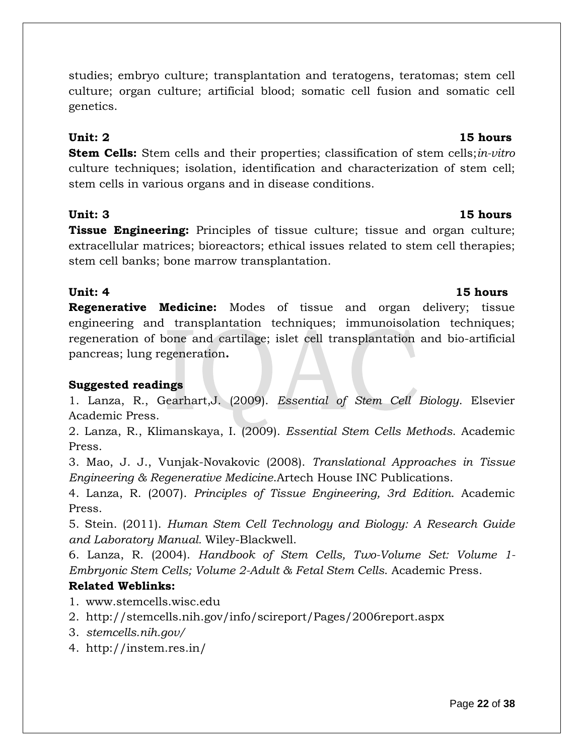studies; embryo culture; transplantation and teratogens, teratomas; stem cell culture; organ culture; artificial blood; somatic cell fusion and somatic cell genetics.

**Unit: 2** **15 hours**

**Stem Cells:** Stem cells and their properties; classification of stem cells;*in-vitro* culture techniques; isolation, identification and characterization of stem cell; stem cells in various organs and in disease conditions.

**Unit: 3** **15 hours**

**Tissue Engineering:** Principles of tissue culture; tissue and organ culture; extracellular matrices; bioreactors; ethical issues related to stem cell therapies; stem cell banks; bone marrow transplantation.

**Unit: 4** **15 hours**

**Regenerative Medicine:** Modes of tissue and organ delivery; tissue engineering and transplantation techniques; immunoisolation techniques; regeneration of bone and cartilage; islet cell transplantation and bio-artificial pancreas; lung regeneration**.**

**Suggested readings**

1. Lanza, R., Gearhart,J. (2009). *Essential of Stem Cell Biology*. Elsevier Academic Press.
2. Lanza, R., Klimanskaya, I. (2009). *Essential Stem Cells Methods*. Academic Press.
3. Mao, J. J., Vunjak-Novakovic (2008). *Translational Approaches in Tissue Engineering & Regenerative Medicine*.Artech House INC Publications.
4. Lanza, R. (2007). *Principles of Tissue Engineering, 3rd Edition*. Academic Press.
5. Stein. (2011). *Human Stem Cell Technology and Biology: A Research Guide and Laboratory Manual.* Wiley-Blackwell.
6. Lanza, R. (2004). *Handbook of Stem Cells, Two-Volume Set: Volume 1-Embryonic Stem Cells; Volume 2-Adult & Fetal Stem Cells*. Academic Press.

**Related Weblinks:**

1. www.stemcells.wisc.edu
2. http://stemcells.nih.gov/info/scireport/Pages/2006report.aspx
3. *stemcells.nih.gov/*
4. http://instem.res.in/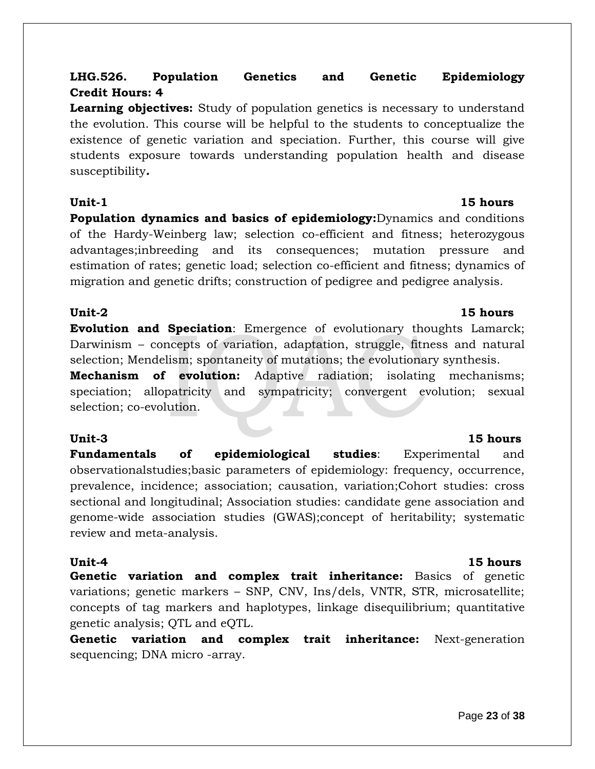**LHG.526. Population Genetics and Genetic Epidemiology**
**Credit Hours: 4**

**Learning objectives:** Study of population genetics is necessary to understand the evolution. This course will be helpful to the students to conceptualize the existence of genetic variation and speciation. Further, this course will give students exposure towards understanding population health and disease susceptibility**.**

**Unit-1** **15 hours**

**Population dynamics and basics of epidemiology:**Dynamics and conditions of the Hardy-Weinberg law; selection co-efficient and fitness; heterozygous advantages;inbreeding and its consequences; mutation pressure and estimation of rates; genetic load; selection co-efficient and fitness; dynamics of migration and genetic drifts; construction of pedigree and pedigree analysis.

**Unit-2** **15 hours**

**Evolution and Speciation**: Emergence of evolutionary thoughts Lamarck; Darwinism – concepts of variation, adaptation, struggle, fitness and natural selection; Mendelism; spontaneity of mutations; the evolutionary synthesis.

**Mechanism of evolution:** Adaptive radiation; isolating mechanisms; speciation; allopatricity and sympatricity; convergent evolution; sexual selection; co-evolution.

**Unit-3** **15 hours**

**Fundamentals of epidemiological studies**: Experimental and observationalstudies;basic parameters of epidemiology: frequency, occurrence, prevalence, incidence; association; causation, variation;Cohort studies: cross sectional and longitudinal; Association studies: candidate gene association and genome-wide association studies (GWAS);concept of heritability; systematic review and meta-analysis.

**Unit-4** **15 hours**

**Genetic variation and complex trait inheritance:** Basics of genetic variations; genetic markers – SNP, CNV, Ins/dels, VNTR, STR, microsatellite; concepts of tag markers and haplotypes, linkage disequilibrium; quantitative genetic analysis; QTL and eQTL.

**Genetic variation and complex trait inheritance:** Next-generation sequencing; DNA micro -array.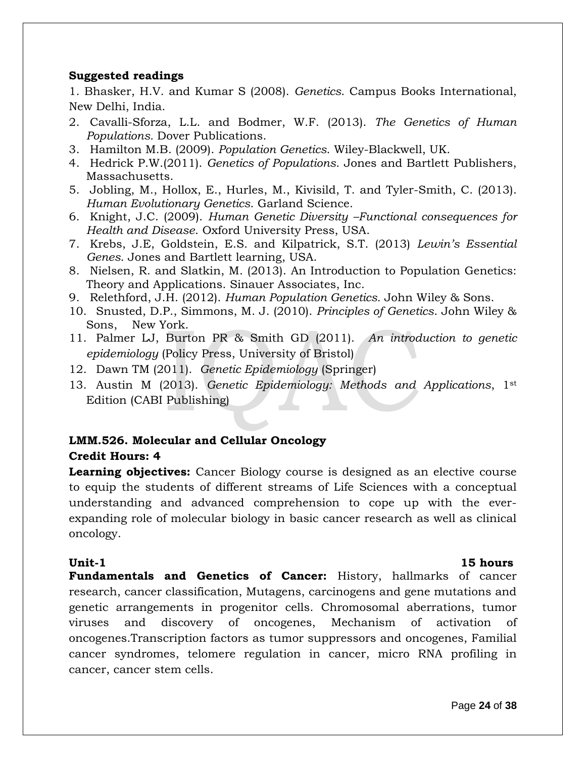**Suggested readings**

1. Bhasker, H.V. and Kumar S (2008). *Genetics*. Campus Books International, New Delhi, India.
2. Cavalli-Sforza, L.L. and Bodmer, W.F. (2013). *The Genetics of Human Populations*. Dover Publications.
3. Hamilton M.B. (2009). *Population Genetics*. Wiley-Blackwell, UK.
4. Hedrick P.W.(2011). *Genetics of Populations*. Jones and Bartlett Publishers, Massachusetts.
5. Jobling, M., Hollox, E., Hurles, M., Kivisild, T. and Tyler-Smith, C. (2013). *Human Evolutionary Genetics*. Garland Science.
6. Knight, J.C. (2009). *Human Genetic Diversity –Functional consequences for Health and Disease*. Oxford University Press, USA.
7. Krebs, J.E, Goldstein, E.S. and Kilpatrick, S.T. (2013) *Lewin's Essential Genes*. Jones and Bartlett learning, USA.
8. Nielsen, R. and Slatkin, M. (2013). An Introduction to Population Genetics: Theory and Applications. Sinauer Associates, Inc.
9. Relethford, J.H. (2012). *Human Population Genetics.* John Wiley & Sons.
10. Snusted, D.P., Simmons, M. J. (2010). *Principles of Genetics*. John Wiley & Sons, New York.
11. Palmer LJ, Burton PR & Smith GD (2011). *An introduction to genetic epidemiology* (Policy Press, University of Bristol)
12. Dawn TM (2011). *Genetic Epidemiology* (Springer)
13. Austin M (2013). *Genetic Epidemiology: Methods and Applications*, 1st Edition (CABI Publishing)

**LMM.526. Molecular and Cellular Oncology**

**Credit Hours: 4**

**Learning objectives:** Cancer Biology course is designed as an elective course to equip the students of different streams of Life Sciences with a conceptual understanding and advanced comprehension to cope up with the ever-expanding role of molecular biology in basic cancer research as well as clinical oncology.

**Unit-1** **15 hours**

**Fundamentals and Genetics of Cancer:** History, hallmarks of cancer research, cancer classification, Mutagens, carcinogens and gene mutations and genetic arrangements in progenitor cells. Chromosomal aberrations, tumor viruses and discovery of oncogenes, Mechanism of activation of oncogenes.Transcription factors as tumor suppressors and oncogenes, Familial cancer syndromes, telomere regulation in cancer, micro RNA profiling in cancer, cancer stem cells.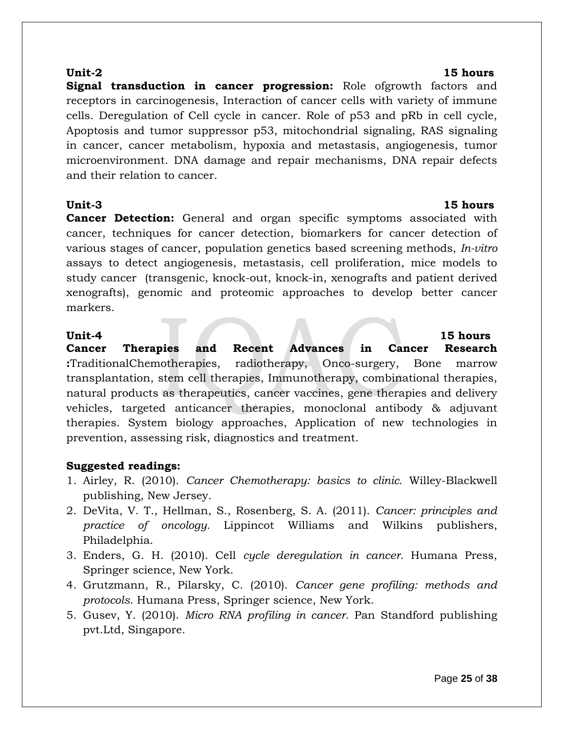**Unit-2** **15 hours**

**Signal transduction in cancer progression:** Role ofgrowth factors and receptors in carcinogenesis, Interaction of cancer cells with variety of immune cells. Deregulation of Cell cycle in cancer. Role of p53 and pRb in cell cycle, Apoptosis and tumor suppressor p53, mitochondrial signaling, RAS signaling in cancer, cancer metabolism, hypoxia and metastasis, angiogenesis, tumor microenvironment. DNA damage and repair mechanisms, DNA repair defects and their relation to cancer.

**Unit-3** **15 hours**

**Cancer Detection:** General and organ specific symptoms associated with cancer, techniques for cancer detection, biomarkers for cancer detection of various stages of cancer, population genetics based screening methods, *In-vitro* assays to detect angiogenesis, metastasis, cell proliferation, mice models to study cancer (transgenic, knock-out, knock-in, xenografts and patient derived xenografts), genomic and proteomic approaches to develop better cancer markers.

**Unit-4** **15 hours**

**Cancer Therapies and Recent Advances in Cancer Research :**TraditionalChemotherapies, radiotherapy, Onco-surgery, Bone marrow transplantation, stem cell therapies, Immunotherapy, combinational therapies, natural products as therapeutics, cancer vaccines, gene therapies and delivery vehicles, targeted anticancer therapies, monoclonal antibody & adjuvant therapies. System biology approaches, Application of new technologies in prevention, assessing risk, diagnostics and treatment.

**Suggested readings:**

1. Airley, R. (2010). *Cancer Chemotherapy: basics to clinic.* Willey-Blackwell publishing, New Jersey.
2. DeVita, V. T., Hellman, S., Rosenberg, S. A. (2011). *Cancer: principles and practice of oncology.* Lippincot Williams and Wilkins publishers, Philadelphia.
3. Enders, G. H. (2010). Cell *cycle deregulation in cancer.* Humana Press, Springer science, New York.
4. Grutzmann, R., Pilarsky, C. (2010). *Cancer gene profiling: methods and protocols.* Humana Press, Springer science, New York.
5. Gusev, Y. (2010). *Micro RNA profiling in cancer.* Pan Standford publishing pvt.Ltd, Singapore.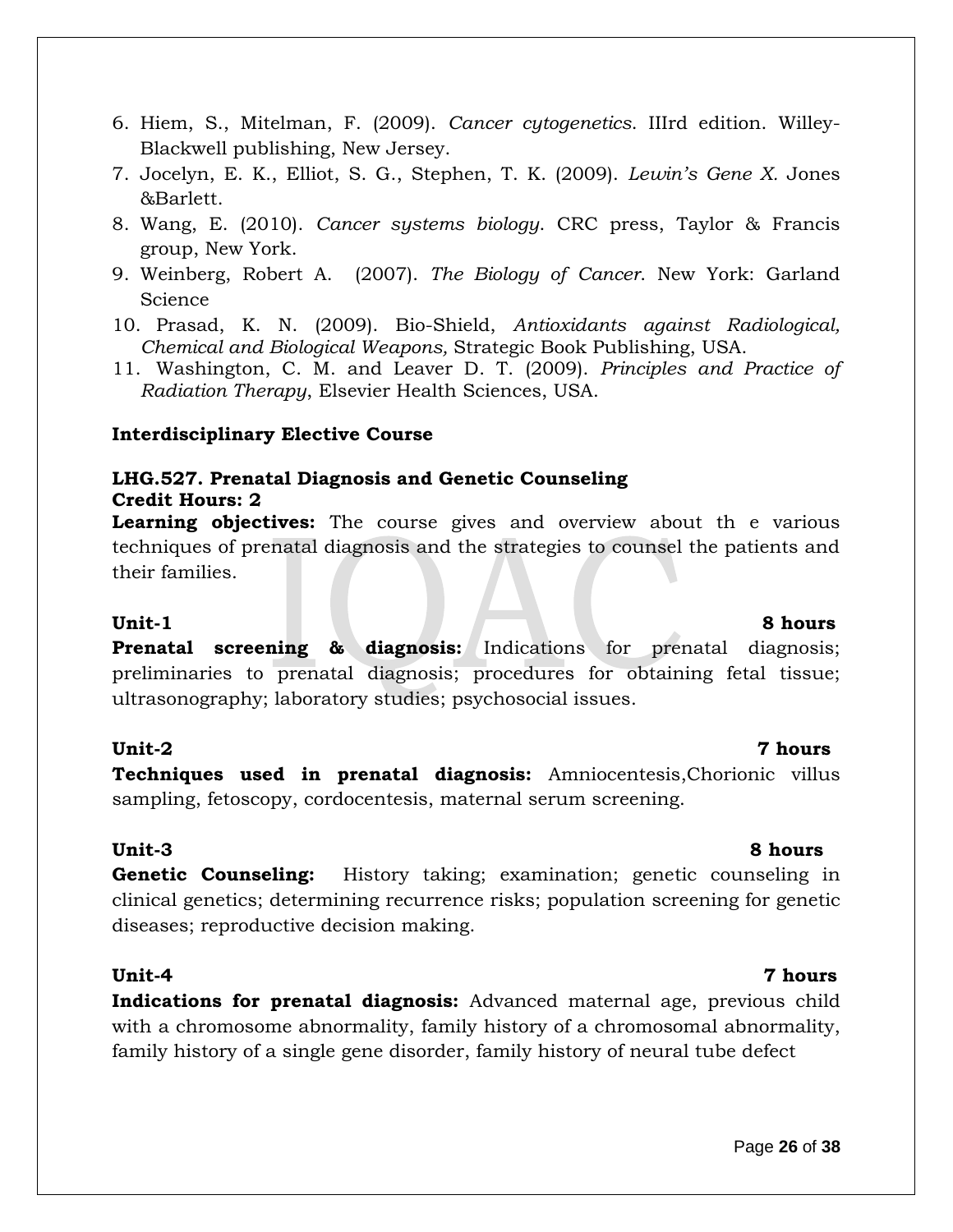6. Hiem, S., Mitelman, F. (2009). *Cancer cytogenetics*. IIIrd edition. Willey-Blackwell publishing, New Jersey.
7. Jocelyn, E. K., Elliot, S. G., Stephen, T. K. (2009). *Lewin's Gene X*. Jones &Barlett.
8. Wang, E. (2010). *Cancer systems biology*. CRC press, Taylor & Francis group, New York.
9. Weinberg, Robert A. (2007). *The Biology of Cancer*. New York: Garland Science
10. Prasad, K. N. (2009). Bio-Shield, *Antioxidants against Radiological, Chemical and Biological Weapons,* Strategic Book Publishing, USA.
11. Washington, C. M. and Leaver D. T. (2009). *Principles and Practice of Radiation Therapy*, Elsevier Health Sciences, USA.

**Interdisciplinary Elective Course**

**LHG.527. Prenatal Diagnosis and Genetic Counseling**
**Credit Hours: 2**

**Learning objectives:** The course gives and overview about th e various techniques of prenatal diagnosis and the strategies to counsel the patients and their families.

**Unit-1** **8 hours**

**Prenatal screening & diagnosis:** Indications for prenatal diagnosis; preliminaries to prenatal diagnosis; procedures for obtaining fetal tissue; ultrasonography; laboratory studies; psychosocial issues.

**Unit-2** **7 hours**

**Techniques used in prenatal diagnosis:** Amniocentesis,Chorionic villus sampling, fetoscopy, cordocentesis, maternal serum screening.

**Unit-3** **8 hours**

**Genetic Counseling:** History taking; examination; genetic counseling in clinical genetics; determining recurrence risks; population screening for genetic diseases; reproductive decision making.

**Unit-4** **7 hours**

**Indications for prenatal diagnosis:** Advanced maternal age, previous child with a chromosome abnormality, family history of a chromosomal abnormality, family history of a single gene disorder, family history of neural tube defect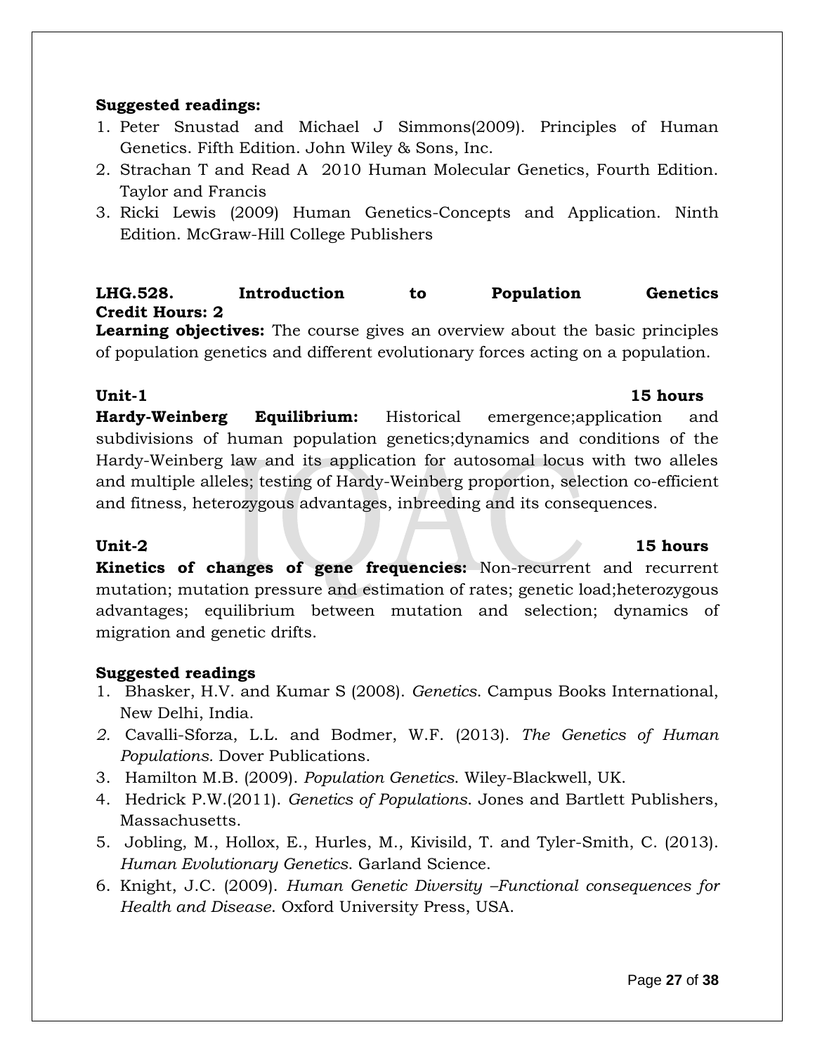**Suggested readings:**

1. Peter Snustad and Michael J Simmons(2009). Principles of Human Genetics. Fifth Edition. John Wiley & Sons, Inc.
2. Strachan T and Read A 2010 Human Molecular Genetics, Fourth Edition. Taylor and Francis
3. Ricki Lewis (2009) Human Genetics-Concepts and Application. Ninth Edition. McGraw-Hill College Publishers

**LHG.528. Introduction to Population Genetics**
**Credit Hours: 2**

**Learning objectives:** The course gives an overview about the basic principles of population genetics and different evolutionary forces acting on a population.

**Unit-1** **15 hours**

**Hardy-Weinberg Equilibrium:** Historical emergence;application and subdivisions of human population genetics;dynamics and conditions of the Hardy-Weinberg law and its application for autosomal locus with two alleles and multiple alleles; testing of Hardy-Weinberg proportion, selection co-efficient and fitness, heterozygous advantages, inbreeding and its consequences.

**Unit-2** **15 hours**

**Kinetics of changes of gene frequencies:** Non-recurrent and recurrent mutation; mutation pressure and estimation of rates; genetic load;heterozygous advantages; equilibrium between mutation and selection; dynamics of migration and genetic drifts.

**Suggested readings**

1. Bhasker, H.V. and Kumar S (2008). *Genetics*. Campus Books International, New Delhi, India.
2. Cavalli-Sforza, L.L. and Bodmer, W.F. (2013). *The Genetics of Human Populations*. Dover Publications.
3. Hamilton M.B. (2009). *Population Genetics*. Wiley-Blackwell, UK.
4. Hedrick P.W.(2011). *Genetics of Populations*. Jones and Bartlett Publishers, Massachusetts.
5. Jobling, M., Hollox, E., Hurles, M., Kivisild, T. and Tyler-Smith, C. (2013). *Human Evolutionary Genetics*. Garland Science.
6. Knight, J.C. (2009). *Human Genetic Diversity –Functional consequences for Health and Disease*. Oxford University Press, USA.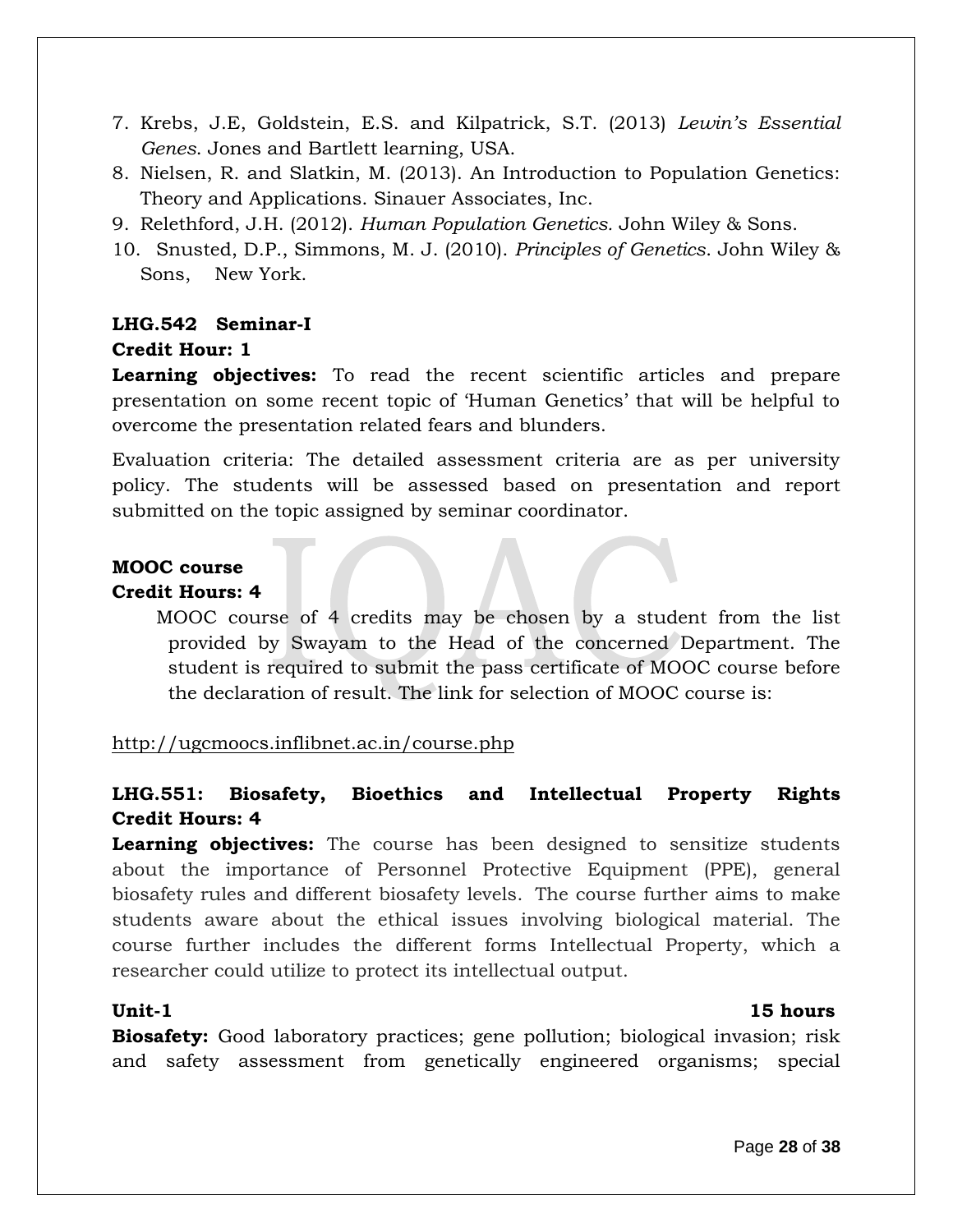7. Krebs, J.E, Goldstein, E.S. and Kilpatrick, S.T. (2013) *Lewin's Essential Genes*. Jones and Bartlett learning, USA.
8. Nielsen, R. and Slatkin, M. (2013). An Introduction to Population Genetics: Theory and Applications. Sinauer Associates, Inc.
9. Relethford, J.H. (2012). *Human Population Genetics*. John Wiley & Sons.
10. Snusted, D.P., Simmons, M. J. (2010). *Principles of Genetics*. John Wiley & Sons, New York.

**LHG.542 Seminar-I**

**Credit Hour: 1**

**Learning objectives:** To read the recent scientific articles and prepare presentation on some recent topic of 'Human Genetics' that will be helpful to overcome the presentation related fears and blunders.

Evaluation criteria: The detailed assessment criteria are as per university policy. The students will be assessed based on presentation and report submitted on the topic assigned by seminar coordinator.

**MOOC course**

**Credit Hours: 4**

MOOC course of 4 credits may be chosen by a student from the list provided by Swayam to the Head of the concerned Department. The student is required to submit the pass certificate of MOOC course before the declaration of result. The link for selection of MOOC course is:

http://ugcmoocs.inflibnet.ac.in/course.php

**LHG.551: Biosafety, Bioethics and Intellectual Property Rights**

**Credit Hours: 4**

**Learning objectives:** The course has been designed to sensitize students about the importance of Personnel Protective Equipment (PPE), general biosafety rules and different biosafety levels. The course further aims to make students aware about the ethical issues involving biological material. The course further includes the different forms Intellectual Property, which a researcher could utilize to protect its intellectual output.

**Unit-1** **15 hours**

**Biosafety:** Good laboratory practices; gene pollution; biological invasion; risk and safety assessment from genetically engineered organisms; special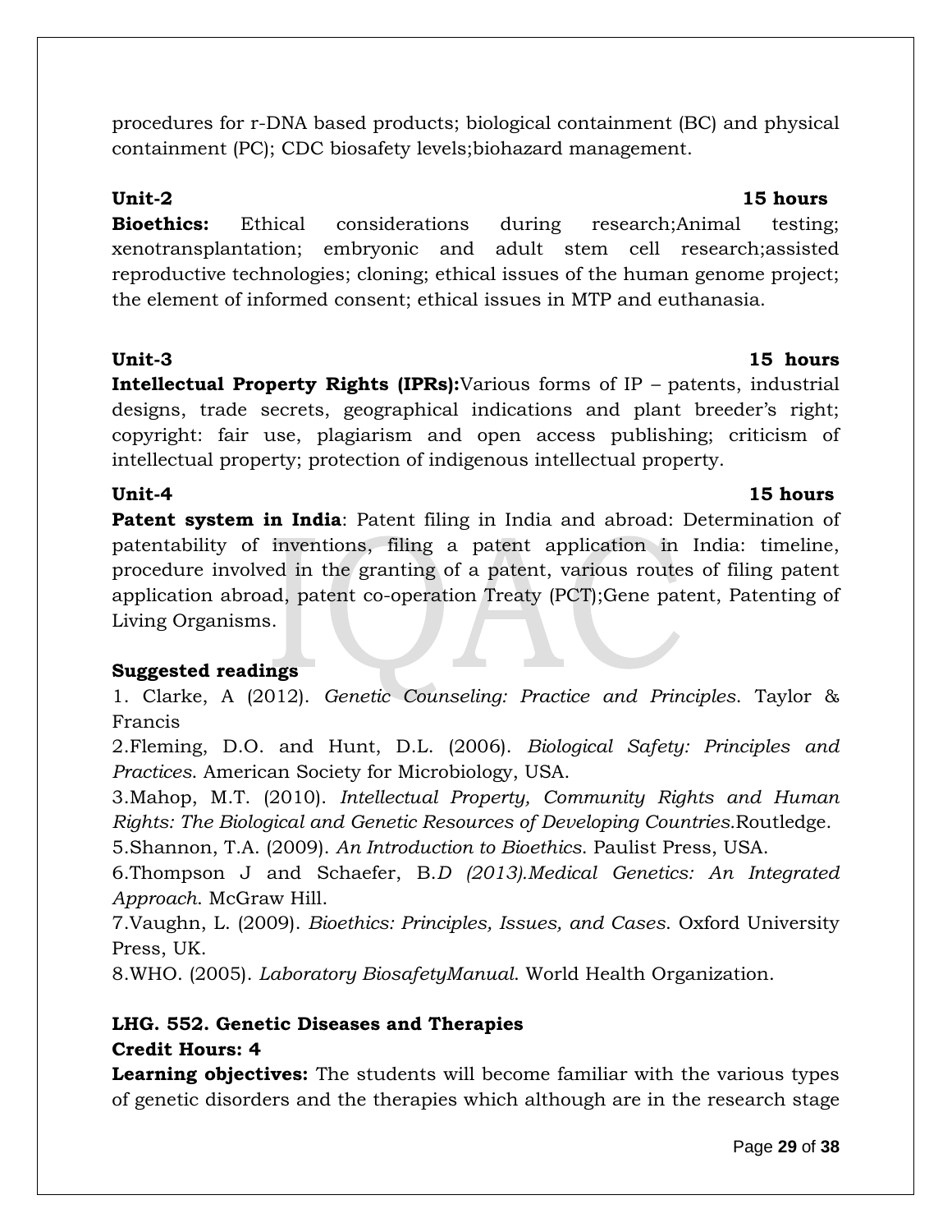procedures for r-DNA based products; biological containment (BC) and physical containment (PC); CDC biosafety levels;biohazard management.

**Unit-2 15 hours**

**Bioethics:** Ethical considerations during research;Animal testing; xenotransplantation; embryonic and adult stem cell research;assisted reproductive technologies; cloning; ethical issues of the human genome project; the element of informed consent; ethical issues in MTP and euthanasia.

**Unit-3 15 hours**

**Intellectual Property Rights (IPRs):**Various forms of IP – patents, industrial designs, trade secrets, geographical indications and plant breeder's right; copyright: fair use, plagiarism and open access publishing; criticism of intellectual property; protection of indigenous intellectual property.

**Unit-4 15 hours**

**Patent system in India**: Patent filing in India and abroad: Determination of patentability of inventions, filing a patent application in India: timeline, procedure involved in the granting of a patent, various routes of filing patent application abroad, patent co-operation Treaty (PCT);Gene patent, Patenting of Living Organisms.

**Suggested readings**

1. Clarke, A (2012). *Genetic Counseling: Practice and Principles*. Taylor & Francis

2.Fleming, D.O. and Hunt, D.L. (2006). *Biological Safety: Principles and Practices*. American Society for Microbiology, USA.

3.Mahop, M.T. (2010). *Intellectual Property, Community Rights and Human Rights: The Biological and Genetic Resources of Developing Countries.*Routledge.

5.Shannon, T.A. (2009). *An Introduction to Bioethics*. Paulist Press, USA.

6.Thompson J and Schaefer, B.*D (2013).Medical Genetics: An Integrated Approach*. McGraw Hill.

7.Vaughn, L. (2009). *Bioethics: Principles, Issues, and Cases*. Oxford University Press, UK.

8.WHO. (2005). *Laboratory BiosafetyManual*. World Health Organization.

**LHG. 552. Genetic Diseases and Therapies**

**Credit Hours: 4**

**Learning objectives:** The students will become familiar with the various types of genetic disorders and the therapies which although are in the research stage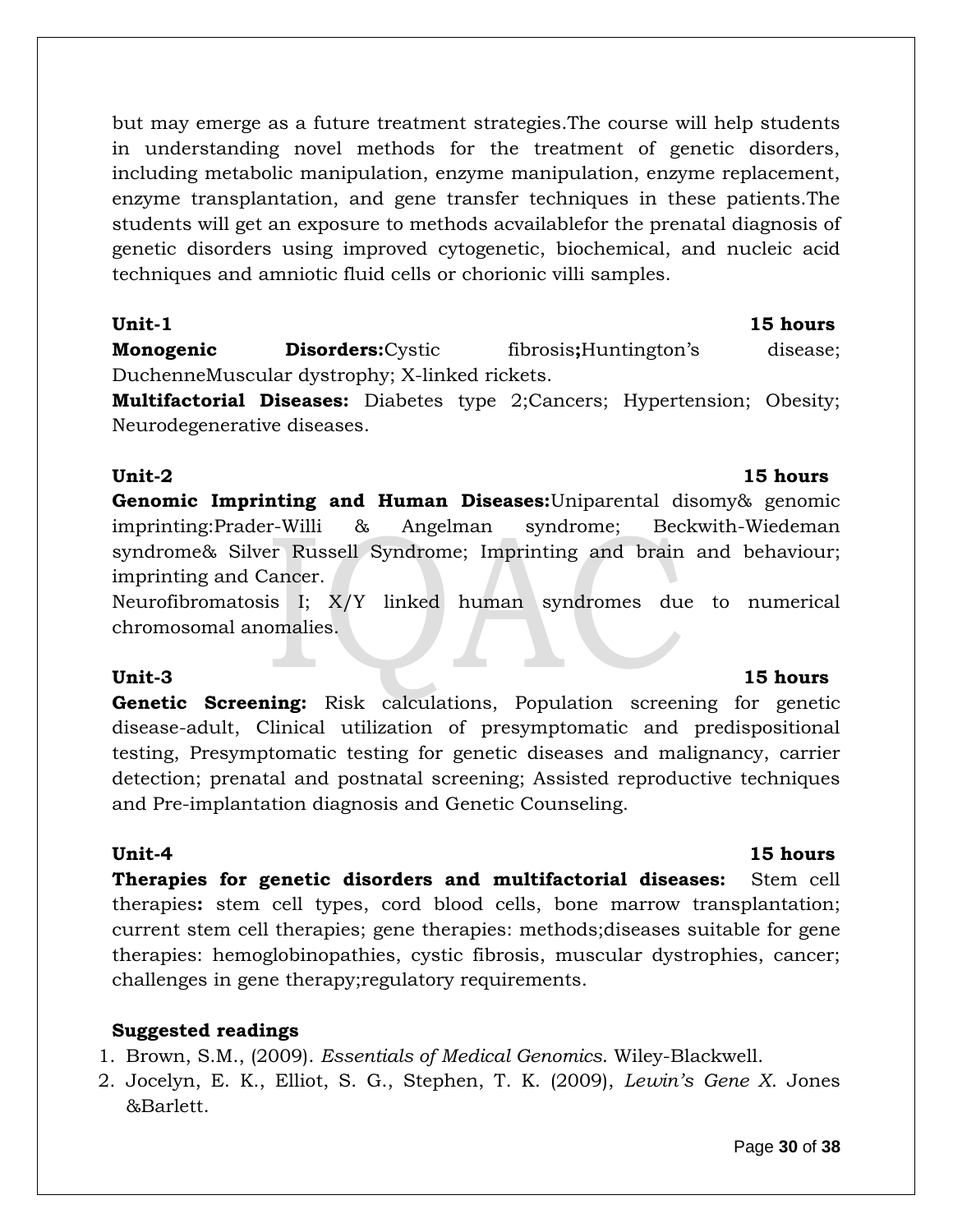but may emerge as a future treatment strategies.The course will help students in understanding novel methods for the treatment of genetic disorders, including metabolic manipulation, enzyme manipulation, enzyme replacement, enzyme transplantation, and gene transfer techniques in these patients.The students will get an exposure to methods acvailablefor the prenatal diagnosis of genetic disorders using improved cytogenetic, biochemical, and nucleic acid techniques and amniotic fluid cells or chorionic villi samples.

**Unit-1** **15 hours**

**Monogenic Disorders:**Cystic fibrosis**;**Huntington's disease; DuchenneMuscular dystrophy; X-linked rickets.

**Multifactorial Diseases:** Diabetes type 2;Cancers; Hypertension; Obesity; Neurodegenerative diseases.

**Unit-2** **15 hours**

**Genomic Imprinting and Human Diseases:**Uniparental disomy& genomic imprinting:Prader-Willi & Angelman syndrome; Beckwith-Wiedeman syndrome& Silver Russell Syndrome; Imprinting and brain and behaviour; imprinting and Cancer.

Neurofibromatosis I; X/Y linked human syndromes due to numerical chromosomal anomalies.

**Unit-3** **15 hours**

**Genetic Screening:** Risk calculations, Population screening for genetic disease-adult, Clinical utilization of presymptomatic and predispositional testing, Presymptomatic testing for genetic diseases and malignancy, carrier detection; prenatal and postnatal screening; Assisted reproductive techniques and Pre-implantation diagnosis and Genetic Counseling.

**Unit-4** **15 hours**

**Therapies for genetic disorders and multifactorial diseases:** Stem cell therapies**:** stem cell types, cord blood cells, bone marrow transplantation; current stem cell therapies; gene therapies: methods;diseases suitable for gene therapies: hemoglobinopathies, cystic fibrosis, muscular dystrophies, cancer; challenges in gene therapy;regulatory requirements.

**Suggested readings**

1. Brown, S.M., (2009). *Essentials of Medical Genomics*. Wiley-Blackwell.
2. Jocelyn, E. K., Elliot, S. G., Stephen, T. K. (2009), *Lewin's Gene X*. Jones &Barlett.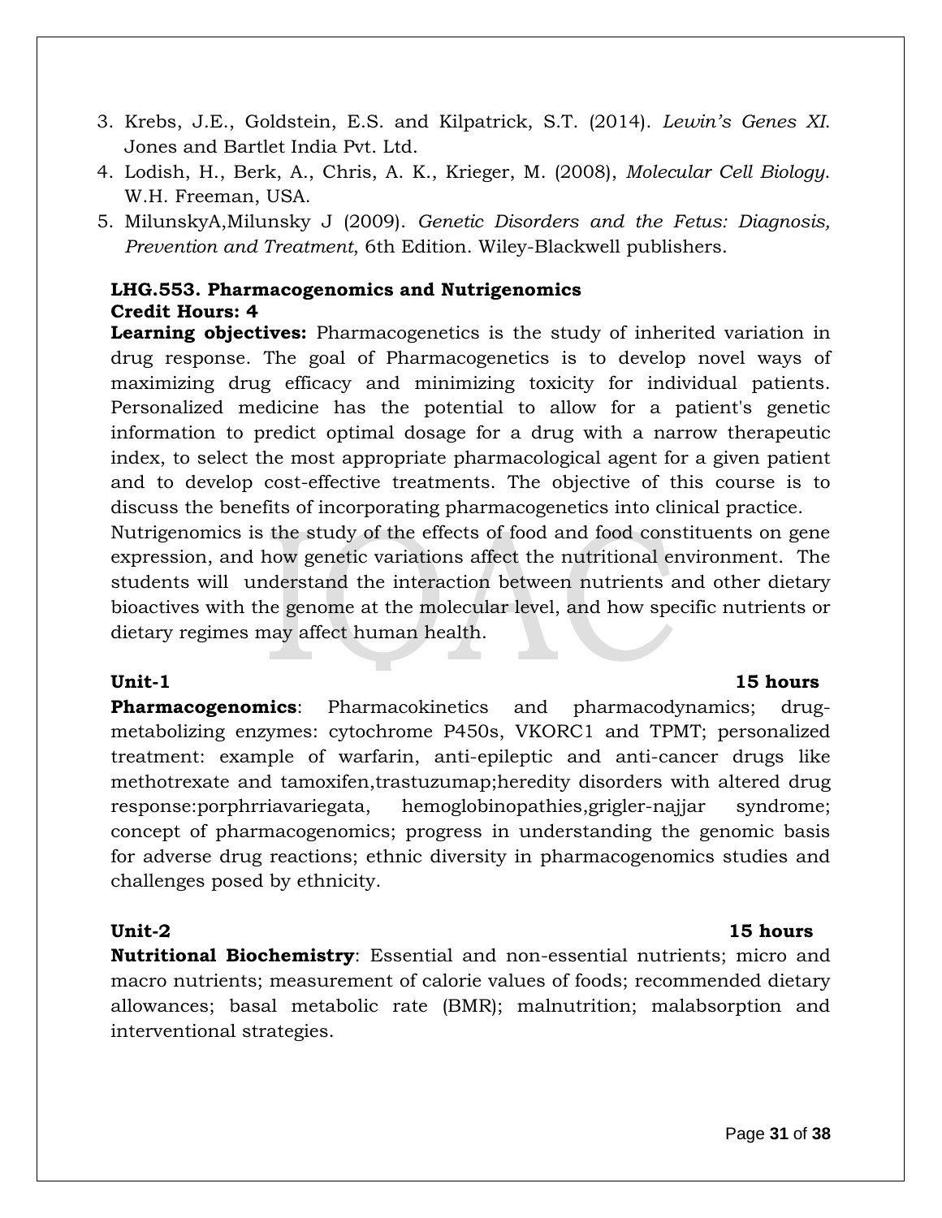3. Krebs, J.E., Goldstein, E.S. and Kilpatrick, S.T. (2014). *Lewin's Genes XI*. Jones and Bartlet India Pvt. Ltd.
4. Lodish, H., Berk, A., Chris, A. K., Krieger, M. (2008), *Molecular Cell Biology*. W.H. Freeman, USA.
5. MilunskyA,Milunsky J (2009). *Genetic Disorders and the Fetus: Diagnosis, Prevention and Treatment*, 6th Edition. Wiley-Blackwell publishers.

**LHG.553. Pharmacogenomics and Nutrigenomics**
**Credit Hours: 4**

**Learning objectives:** Pharmacogenetics is the study of inherited variation in drug response. The goal of Pharmacogenetics is to develop novel ways of maximizing drug efficacy and minimizing toxicity for individual patients. Personalized medicine has the potential to allow for a patient's genetic information to predict optimal dosage for a drug with a narrow therapeutic index, to select the most appropriate pharmacological agent for a given patient and to develop cost-effective treatments. The objective of this course is to discuss the benefits of incorporating pharmacogenetics into clinical practice.
Nutrigenomics is the study of the effects of food and food constituents on gene expression, and how genetic variations affect the nutritional environment. The students will understand the interaction between nutrients and other dietary bioactives with the genome at the molecular level, and how specific nutrients or dietary regimes may affect human health.

**Unit-1** **15 hours**

**Pharmacogenomics**: Pharmacokinetics and pharmacodynamics; drug-metabolizing enzymes: cytochrome P450s, VKORC1 and TPMT; personalized treatment: example of warfarin, anti-epileptic and anti-cancer drugs like methotrexate and tamoxifen,trastuzumap;heredity disorders with altered drug response:porphrriavariegata, hemoglobinopathies,grigler-najjar syndrome; concept of pharmacogenomics; progress in understanding the genomic basis for adverse drug reactions; ethnic diversity in pharmacogenomics studies and challenges posed by ethnicity.

**Unit-2** **15 hours**

**Nutritional Biochemistry**: Essential and non-essential nutrients; micro and macro nutrients; measurement of calorie values of foods; recommended dietary allowances; basal metabolic rate (BMR); malnutrition; malabsorption and interventional strategies.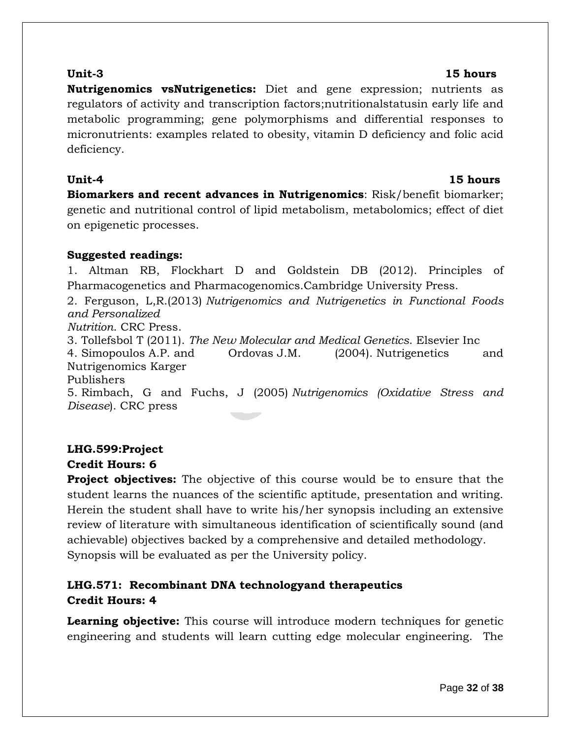**Unit-3** **15 hours**

**Nutrigenomics vsNutrigenetics:** Diet and gene expression; nutrients as regulators of activity and transcription factors;nutritionalstatusin early life and metabolic programming; gene polymorphisms and differential responses to micronutrients: examples related to obesity, vitamin D deficiency and folic acid deficiency.

**Unit-4** **15 hours**

**Biomarkers and recent advances in Nutrigenomics**: Risk/benefit biomarker; genetic and nutritional control of lipid metabolism, metabolomics; effect of diet on epigenetic processes.

**Suggested readings:**

1. Altman RB, Flockhart D and Goldstein DB (2012). Principles of Pharmacogenetics and Pharmacogenomics.Cambridge University Press.
2. Ferguson, L,R.(2013) *Nutrigenomics and Nutrigenetics in Functional Foods and Personalized Nutrition*. CRC Press.
3. Tollefsbol T (2011). *The New Molecular and Medical Genetics*. Elsevier Inc
4. Simopoulos A.P. and Ordovas J.M. (2004). Nutrigenetics and Nutrigenomics Karger Publishers
5. Rimbach, G and Fuchs, J (2005) *Nutrigenomics (Oxidative Stress and Disease*). CRC press

## LHG.599:Project

**Credit Hours: 6**

**Project objectives:** The objective of this course would be to ensure that the student learns the nuances of the scientific aptitude, presentation and writing. Herein the student shall have to write his/her synopsis including an extensive review of literature with simultaneous identification of scientifically sound (and achievable) objectives backed by a comprehensive and detailed methodology. Synopsis will be evaluated as per the University policy.

## LHG.571: Recombinant DNA technologyand therapeutics

**Credit Hours: 4**

**Learning objective:** This course will introduce modern techniques for genetic engineering and students will learn cutting edge molecular engineering. The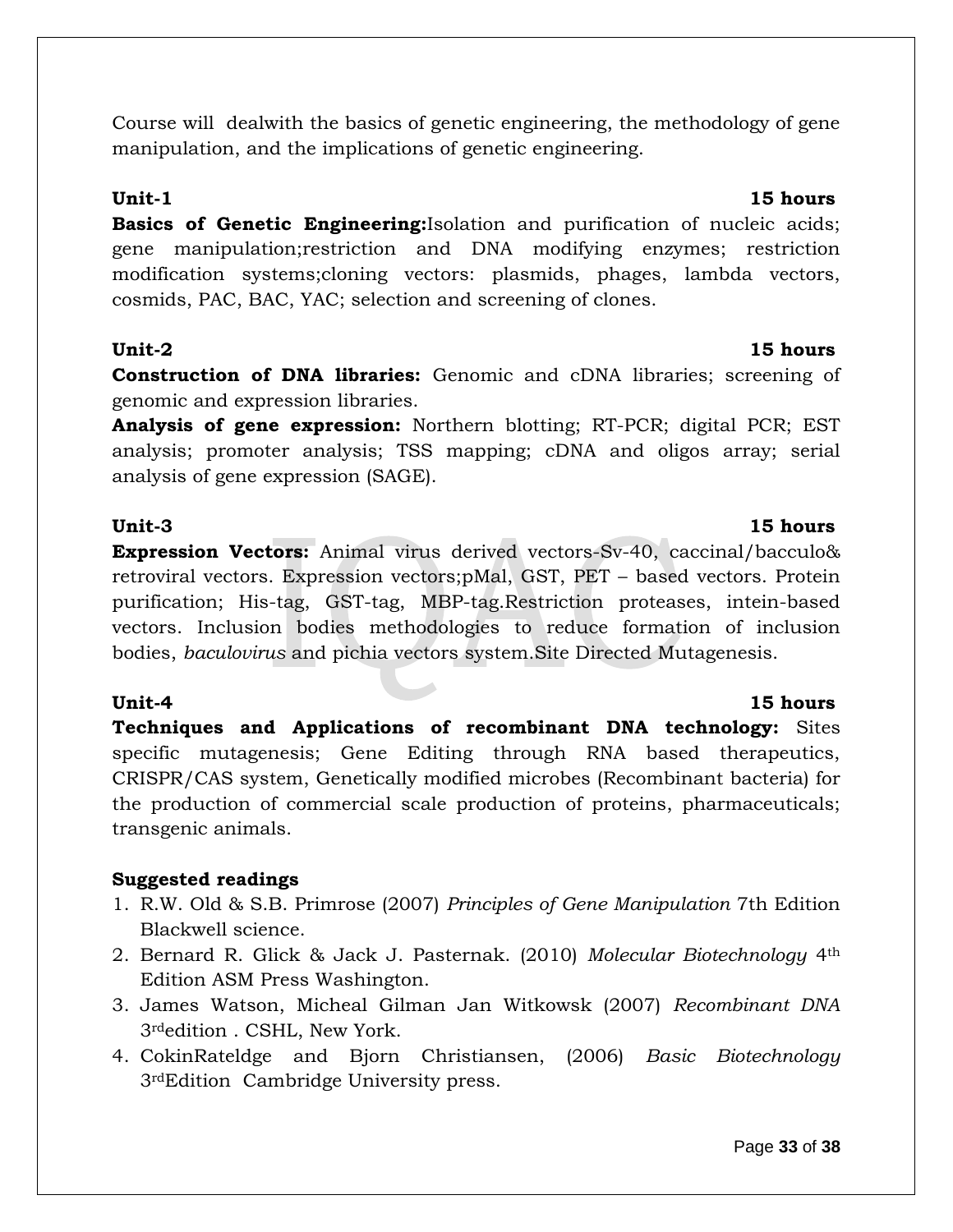Course will dealwith the basics of genetic engineering, the methodology of gene manipulation, and the implications of genetic engineering.

**Unit-1** **15 hours**

**Basics of Genetic Engineering:**Isolation and purification of nucleic acids; gene manipulation;restriction and DNA modifying enzymes; restriction modification systems;cloning vectors: plasmids, phages, lambda vectors, cosmids, PAC, BAC, YAC; selection and screening of clones.

**Unit-2** **15 hours**

**Construction of DNA libraries:** Genomic and cDNA libraries; screening of genomic and expression libraries.

**Analysis of gene expression:** Northern blotting; RT-PCR; digital PCR; EST analysis; promoter analysis; TSS mapping; cDNA and oligos array; serial analysis of gene expression (SAGE).

**Unit-3** **15 hours**

**Expression Vectors:** Animal virus derived vectors-Sv-40, caccinal/bacculo& retroviral vectors. Expression vectors;pMal, GST, PET – based vectors. Protein purification; His-tag, GST-tag, MBP-tag.Restriction proteases, intein-based vectors. Inclusion bodies methodologies to reduce formation of inclusion bodies, *baculovirus* and pichia vectors system.Site Directed Mutagenesis.

**Unit-4** **15 hours**

**Techniques and Applications of recombinant DNA technology:** Sites specific mutagenesis; Gene Editing through RNA based therapeutics, CRISPR/CAS system, Genetically modified microbes (Recombinant bacteria) for the production of commercial scale production of proteins, pharmaceuticals; transgenic animals.

**Suggested readings**

1. R.W. Old & S.B. Primrose (2007) *Principles of Gene Manipulation* 7th Edition Blackwell science.
2. Bernard R. Glick & Jack J. Pasternak. (2010) *Molecular Biotechnology* 4th Edition ASM Press Washington.
3. James Watson, Micheal Gilman Jan Witkowsk (2007) *Recombinant DNA* 3rdedition . CSHL, New York.
4. CokinRateldge and Bjorn Christiansen, (2006) *Basic Biotechnology* 3rdEdition Cambridge University press.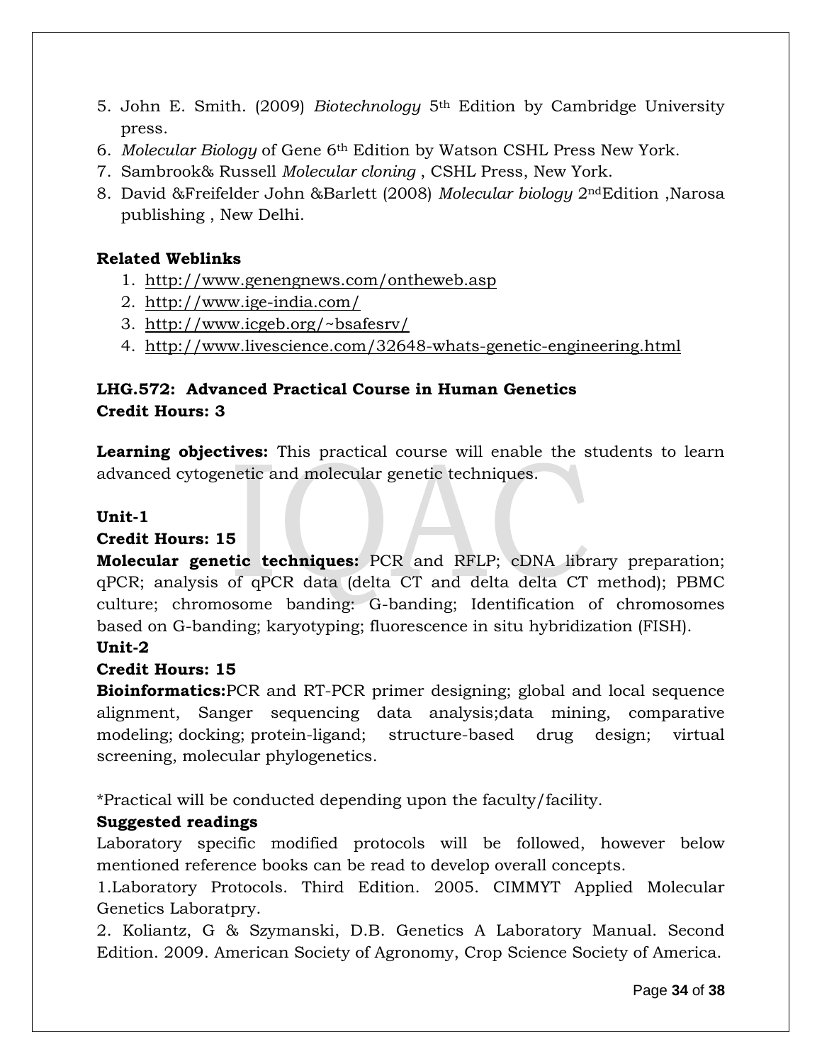5. John E. Smith. (2009) *Biotechnology* 5th Edition by Cambridge University press.
6. *Molecular Biology* of Gene 6th Edition by Watson CSHL Press New York.
7. Sambrook& Russell *Molecular cloning* , CSHL Press, New York.
8. David &Freifelder John &Barlett (2008) *Molecular biology* 2ndEdition ,Narosa publishing , New Delhi.

**Related Weblinks**

1. http://www.genengnews.com/ontheweb.asp
2. http://www.ige-india.com/
3. http://www.icgeb.org/~bsafesrv/
4. http://www.livescience.com/32648-whats-genetic-engineering.html

**LHG.572: Advanced Practical Course in Human Genetics**
**Credit Hours: 3**

**Learning objectives:** This practical course will enable the students to learn advanced cytogenetic and molecular genetic techniques.

**Unit-1**
**Credit Hours: 15**
**Molecular genetic techniques:** PCR and RFLP; cDNA library preparation; qPCR; analysis of qPCR data (delta CT and delta delta CT method); PBMC culture; chromosome banding: G-banding; Identification of chromosomes based on G-banding; karyotyping; fluorescence in situ hybridization (FISH).

**Unit-2**
**Credit Hours: 15**
**Bioinformatics:**PCR and RT-PCR primer designing; global and local sequence alignment, Sanger sequencing data analysis;data mining, comparative modeling; docking; protein-ligand; structure-based drug design; virtual screening, molecular phylogenetics.

*Practical will be conducted depending upon the faculty/facility.

**Suggested readings**
Laboratory specific modified protocols will be followed, however below mentioned reference books can be read to develop overall concepts.

1.Laboratory Protocols. Third Edition. 2005. CIMMYT Applied Molecular Genetics Laboratpry.

2. Koliantz, G & Szymanski, D.B. Genetics A Laboratory Manual. Second Edition. 2009. American Society of Agronomy, Crop Science Society of America.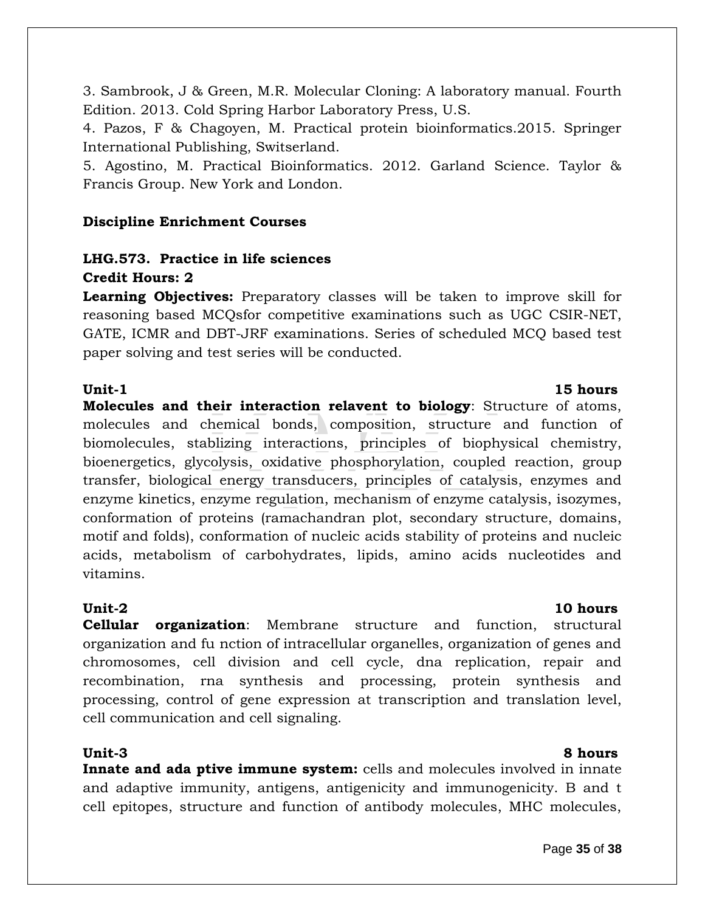3. Sambrook, J & Green, M.R. Molecular Cloning: A laboratory manual. Fourth Edition. 2013. Cold Spring Harbor Laboratory Press, U.S.

4. Pazos, F & Chagoyen, M. Practical protein bioinformatics.2015. Springer International Publishing, Switzerland.

5. Agostino, M. Practical Bioinformatics. 2012. Garland Science. Taylor & Francis Group. New York and London.

**Discipline Enrichment Courses**

**LHG.573. Practice in life sciences**

**Credit Hours: 2**

**Learning Objectives:** Preparatory classes will be taken to improve skill for reasoning based MCQsfor competitive examinations such as UGC CSIR-NET, GATE, ICMR and DBT-JRF examinations. Series of scheduled MCQ based test paper solving and test series will be conducted.

**Unit-1** **15 hours**

**Molecules and their interaction relavent to biology**: Structure of atoms, molecules and chemical bonds, composition, structure and function of biomolecules, stablizing interactions, principles of biophysical chemistry, bioenergetics, glycolysis, oxidative phosphorylation, coupled reaction, group transfer, biological energy transducers, principles of catalysis, enzymes and enzyme kinetics, enzyme regulation, mechanism of enzyme catalysis, isozymes, conformation of proteins (ramachandran plot, secondary structure, domains, motif and folds), conformation of nucleic acids stability of proteins and nucleic acids, metabolism of carbohydrates, lipids, amino acids nucleotides and vitamins.

**Unit-2** **10 hours**

**Cellular organization**: Membrane structure and function, structural organization and fu nction of intracellular organelles, organization of genes and chromosomes, cell division and cell cycle, dna replication, repair and recombination, rna synthesis and processing, protein synthesis and processing, control of gene expression at transcription and translation level, cell communication and cell signaling.

**Unit-3** **8 hours**

**Innate and ada ptive immune system:** cells and molecules involved in innate and adaptive immunity, antigens, antigenicity and immunogenicity. B and t cell epitopes, structure and function of antibody molecules, MHC molecules,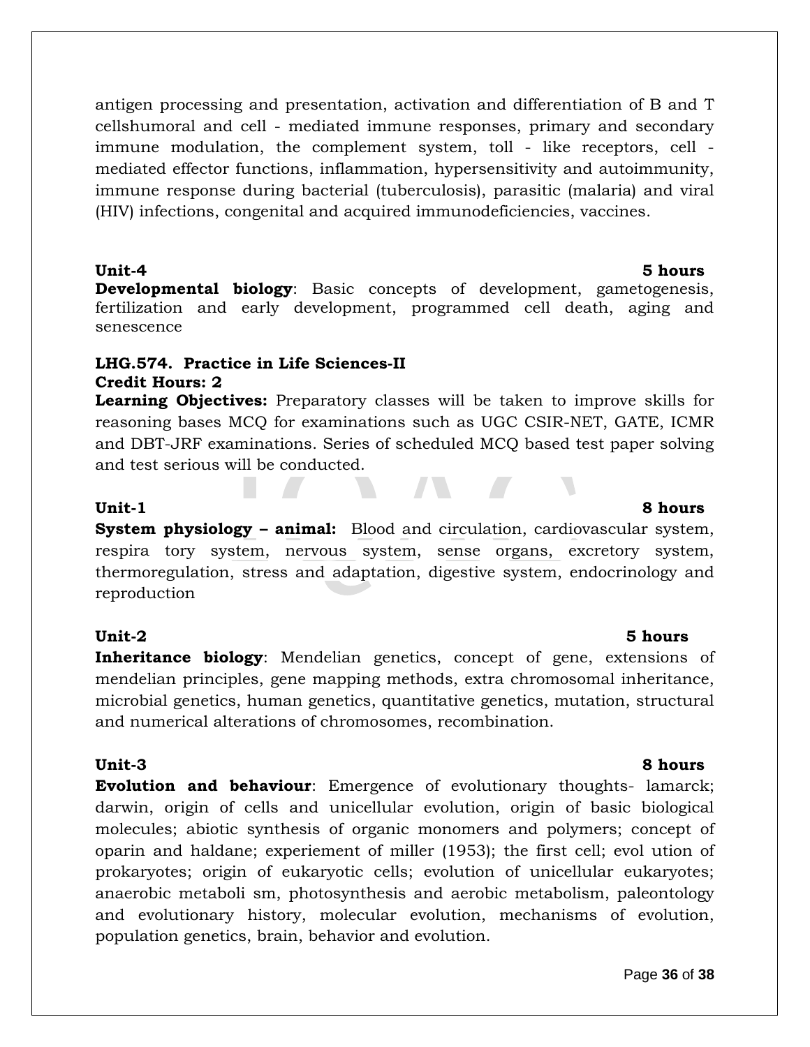antigen processing and presentation, activation and differentiation of B and T cellshumoral and cell - mediated immune responses, primary and secondary immune modulation, the complement system, toll - like receptors, cell - mediated effector functions, inflammation, hypersensitivity and autoimmunity, immune response during bacterial (tuberculosis), parasitic (malaria) and viral (HIV) infections, congenital and acquired immunodeficiencies, vaccines.

**Unit-4** **5 hours**

**Developmental biology**: Basic concepts of development, gametogenesis, fertilization and early development, programmed cell death, aging and senescence

**LHG.574. Practice in Life Sciences-II**

**Credit Hours: 2**

**Learning Objectives:** Preparatory classes will be taken to improve skills for reasoning bases MCQ for examinations such as UGC CSIR-NET, GATE, ICMR and DBT-JRF examinations. Series of scheduled MCQ based test paper solving and test serious will be conducted.

**Unit-1** **8 hours**

**System physiology – animal:** Blood and circulation, cardiovascular system, respira tory system, nervous system, sense organs, excretory system, thermoregulation, stress and adaptation, digestive system, endocrinology and reproduction

**Unit-2** **5 hours**

**Inheritance biology**: Mendelian genetics, concept of gene, extensions of mendelian principles, gene mapping methods, extra chromosomal inheritance, microbial genetics, human genetics, quantitative genetics, mutation, structural and numerical alterations of chromosomes, recombination.

**Unit-3** **8 hours**

**Evolution and behaviour**: Emergence of evolutionary thoughts- lamarck; darwin, origin of cells and unicellular evolution, origin of basic biological molecules; abiotic synthesis of organic monomers and polymers; concept of oparin and haldane; experiement of miller (1953); the first cell; evol ution of prokaryotes; origin of eukaryotic cells; evolution of unicellular eukaryotes; anaerobic metaboli sm, photosynthesis and aerobic metabolism, paleontology and evolutionary history, molecular evolution, mechanisms of evolution, population genetics, brain, behavior and evolution.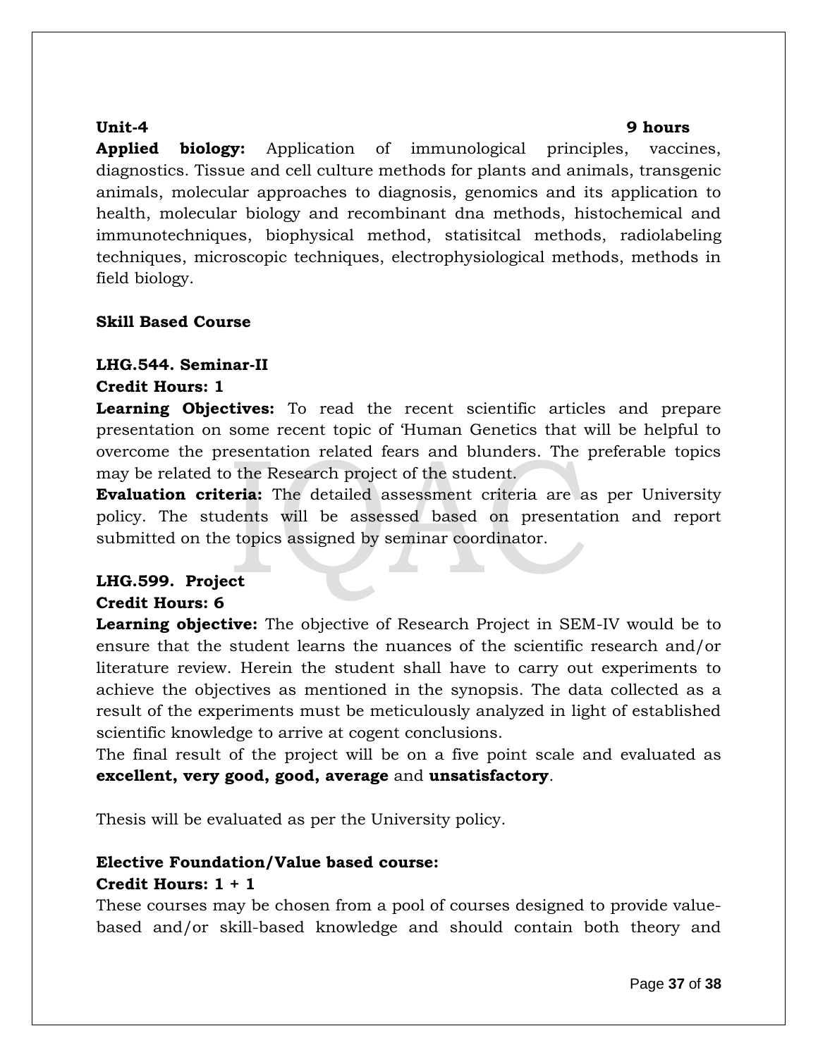**Unit-4** **9 hours**

**Applied biology:** Application of immunological principles, vaccines, diagnostics. Tissue and cell culture methods for plants and animals, transgenic animals, molecular approaches to diagnosis, genomics and its application to health, molecular biology and recombinant dna methods, histochemical and immunotechniques, biophysical method, statisitcal methods, radiolabeling techniques, microscopic techniques, electrophysiological methods, methods in field biology.

**Skill Based Course**

**LHG.544. Seminar-II**

**Credit Hours: 1**

**Learning Objectives:** To read the recent scientific articles and prepare presentation on some recent topic of 'Human Genetics that will be helpful to overcome the presentation related fears and blunders. The preferable topics may be related to the Research project of the student.

**Evaluation criteria:** The detailed assessment criteria are as per University policy. The students will be assessed based on presentation and report submitted on the topics assigned by seminar coordinator.

**LHG.599. Project**

**Credit Hours: 6**

**Learning objective:** The objective of Research Project in SEM-IV would be to ensure that the student learns the nuances of the scientific research and/or literature review. Herein the student shall have to carry out experiments to achieve the objectives as mentioned in the synopsis. The data collected as a result of the experiments must be meticulously analyzed in light of established scientific knowledge to arrive at cogent conclusions.

The final result of the project will be on a five point scale and evaluated as **excellent, very good, good, average** and **unsatisfactory**.

Thesis will be evaluated as per the University policy.

**Elective Foundation/Value based course:**

**Credit Hours: 1 + 1**

These courses may be chosen from a pool of courses designed to provide value-based and/or skill-based knowledge and should contain both theory and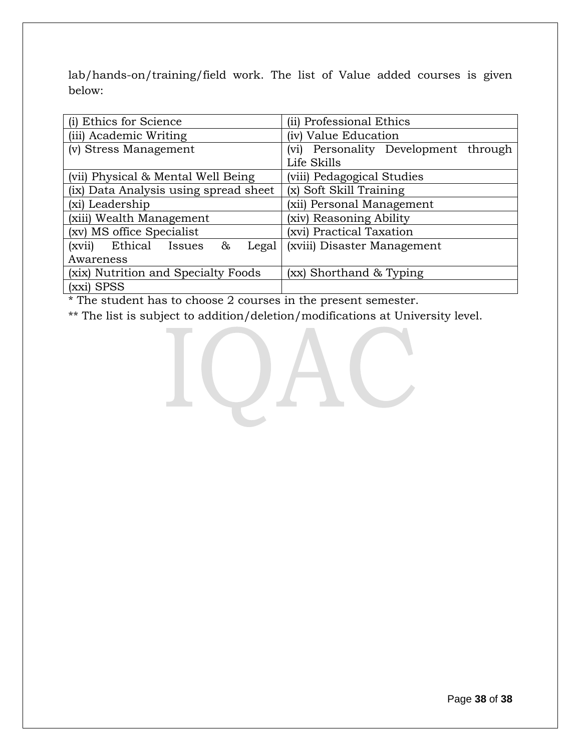lab/hands-on/training/field work. The list of Value added courses is given below:

| | |
|---|---|
| (i) Ethics for Science | (ii) Professional Ethics |
| (iii) Academic Writing | (iv) Value Education |
| (v) Stress Management | (vi) Personality Development through Life Skills |
| (vii) Physical & Mental Well Being | (viii) Pedagogical Studies |
| (ix) Data Analysis using spread sheet | (x) Soft Skill Training |
| (xi) Leadership | (xii) Personal Management |
| (xiii) Wealth Management | (xiv) Reasoning Ability |
| (xv) MS office Specialist | (xvi) Practical Taxation |
| (xvii) Ethical Issues & Legal Awareness | (xviii) Disaster Management |
| (xix) Nutrition and Specialty Foods | (xx) Shorthand & Typing |
| (xxi) SPSS | |

* The student has to choose 2 courses in the present semester.

** The list is subject to addition/deletion/modifications at University level.